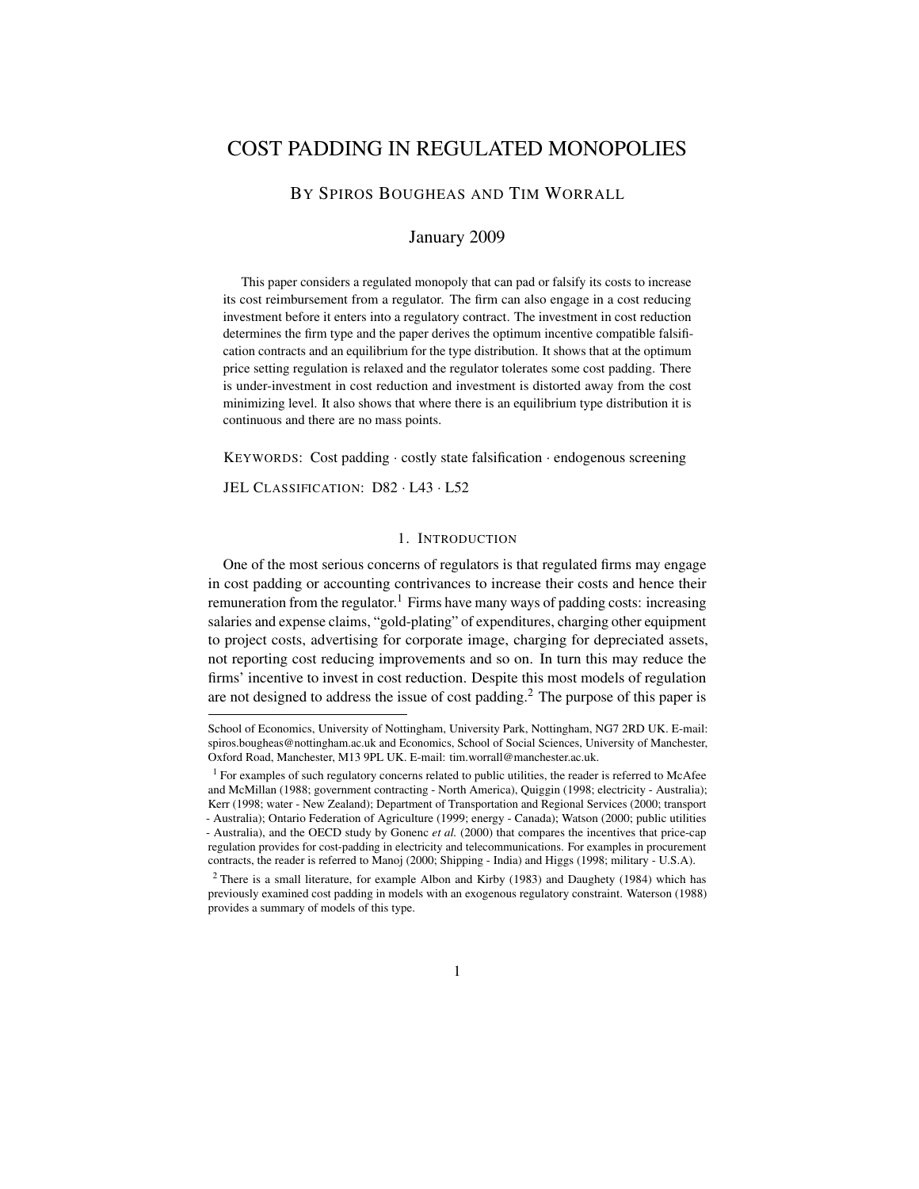# COST PADDING IN REGULATED MONOPOLIES

BY SPIROS BOUGHEAS AND TIM WORRALL

January 2009

This paper considers a regulated monopoly that can pad or falsify its costs to increase its cost reimbursement from a regulator. The firm can also engage in a cost reducing investment before it enters into a regulatory contract. The investment in cost reduction determines the firm type and the paper derives the optimum incentive compatible falsification contracts and an equilibrium for the type distribution. It shows that at the optimum price setting regulation is relaxed and the regulator tolerates some cost padding. There is under-investment in cost reduction and investment is distorted away from the cost minimizing level. It also shows that where there is an equilibrium type distribution it is continuous and there are no mass points.

KEYWORDS: Cost padding · costly state falsification · endogenous screening

JEL CLASSIFICATION: D82 · L43 · L52

## 1. INTRODUCTION

One of the most serious concerns of regulators is that regulated firms may engage in cost padding or accounting contrivances to increase their costs and hence their remuneration from the regulator.[1] Firms have many ways of padding costs: increasing salaries and expense claims, "gold-plating" of expenditures, charging other equipment to project costs, advertising for corporate image, charging for depreciated assets, not reporting cost reducing improvements and so on. In turn this may reduce the firms' incentive to invest in cost reduction. Despite this most models of regulation are not designed to address the issue of cost padding.[2] The purpose of this paper is

---

School of Economics, University of Nottingham, University Park, Nottingham, NG7 2RD UK. E-mail: spiros.bougheas@nottingham.ac.uk and Economics, School of Social Sciences, University of Manchester, Oxford Road, Manchester, M13 9PL UK. E-mail: tim.worrall@manchester.ac.uk.

[1] For examples of such regulatory concerns related to public utilities, the reader is referred to McAfee and McMillan (1988; government contracting - North America), Quiggin (1998; electricity - Australia); Kerr (1998; water - New Zealand); Department of Transportation and Regional Services (2000; transport - Australia); Ontario Federation of Agriculture (1999; energy - Canada); Watson (2000; public utilities - Australia), and the OECD study by Gonenc *et al.* (2000) that compares the incentives that price-cap regulation provides for cost-padding in electricity and telecommunications. For examples in procurement contracts, the reader is referred to Manoj (2000; Shipping - India) and Higgs (1998; military - U.S.A).

[2] There is a small literature, for example Albon and Kirby (1983) and Daughety (1984) which has previously examined cost padding in models with an exogenous regulatory constraint. Waterson (1988) provides a summary of models of this type.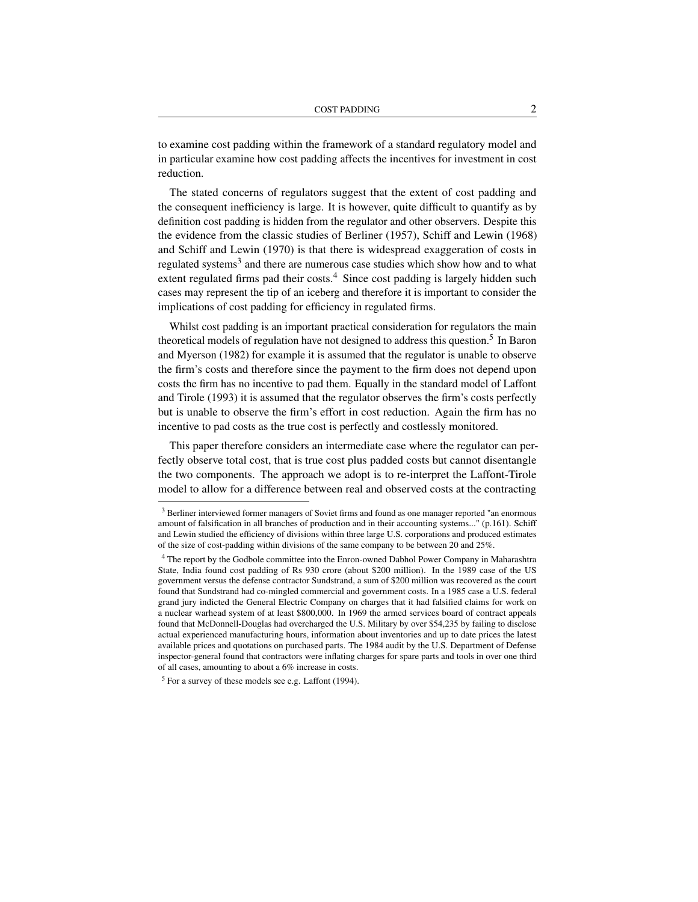to examine cost padding within the framework of a standard regulatory model and in particular examine how cost padding affects the incentives for investment in cost reduction.

The stated concerns of regulators suggest that the extent of cost padding and the consequent inefficiency is large. It is however, quite difficult to quantify as by definition cost padding is hidden from the regulator and other observers. Despite this the evidence from the classic studies of Berliner (1957), Schiff and Lewin (1968) and Schiff and Lewin (1970) is that there is widespread exaggeration of costs in regulated systems[3] and there are numerous case studies which show how and to what extent regulated firms pad their costs.[4] Since cost padding is largely hidden such cases may represent the tip of an iceberg and therefore it is important to consider the implications of cost padding for efficiency in regulated firms.

Whilst cost padding is an important practical consideration for regulators the main theoretical models of regulation have not designed to address this question.[5] In Baron and Myerson (1982) for example it is assumed that the regulator is unable to observe the firm's costs and therefore since the payment to the firm does not depend upon costs the firm has no incentive to pad them. Equally in the standard model of Laffont and Tirole (1993) it is assumed that the regulator observes the firm's costs perfectly but is unable to observe the firm's effort in cost reduction. Again the firm has no incentive to pad costs as the true cost is perfectly and costlessly monitored.

This paper therefore considers an intermediate case where the regulator can perfectly observe total cost, that is true cost plus padded costs but cannot disentangle the two components. The approach we adopt is to re-interpret the Laffont-Tirole model to allow for a difference between real and observed costs at the contracting

[3] Berliner interviewed former managers of Soviet firms and found as one manager reported "an enormous amount of falsification in all branches of production and in their accounting systems..." (p.161). Schiff and Lewin studied the efficiency of divisions within three large U.S. corporations and produced estimates of the size of cost-padding within divisions of the same company to be between 20 and 25%.

[4] The report by the Godbole committee into the Enron-owned Dabhol Power Company in Maharashtra State, India found cost padding of Rs 930 crore (about $200 million). In the 1989 case of the US government versus the defense contractor Sundstrand, a sum of $200 million was recovered as the court found that Sundstrand had co-mingled commercial and government costs. In a 1985 case a U.S. federal grand jury indicted the General Electric Company on charges that it had falsified claims for work on a nuclear warhead system of at least $800,000. In 1969 the armed services board of contract appeals found that McDonnell-Douglas had overcharged the U.S. Military by over $54,235 by failing to disclose actual experienced manufacturing hours, information about inventories and up to date prices the latest available prices and quotations on purchased parts. The 1984 audit by the U.S. Department of Defense inspector-general found that contractors were inflating charges for spare parts and tools in over one third of all cases, amounting to about a 6% increase in costs.

[5] For a survey of these models see e.g. Laffont (1994).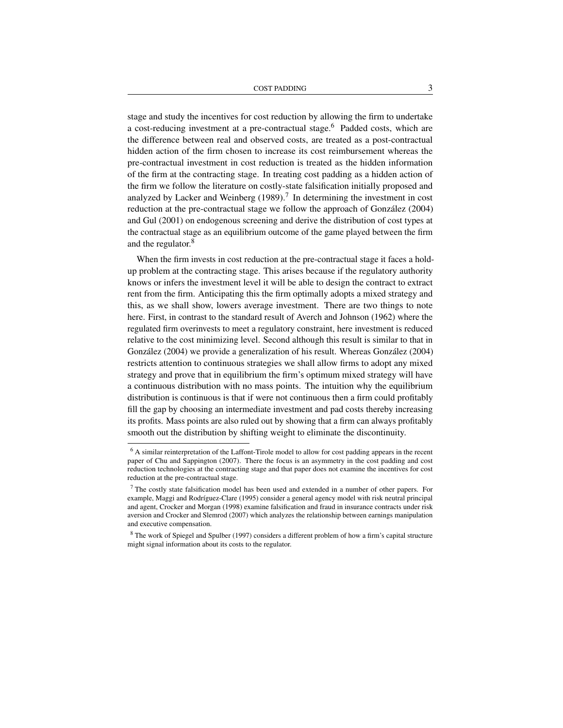stage and study the incentives for cost reduction by allowing the firm to undertake a cost-reducing investment at a pre-contractual stage.[6] Padded costs, which are the difference between real and observed costs, are treated as a post-contractual hidden action of the firm chosen to increase its cost reimbursement whereas the pre-contractual investment in cost reduction is treated as the hidden information of the firm at the contracting stage. In treating cost padding as a hidden action of the firm we follow the literature on costly-state falsification initially proposed and analyzed by Lacker and Weinberg (1989).[7] In determining the investment in cost reduction at the pre-contractual stage we follow the approach of González (2004) and Gul (2001) on endogenous screening and derive the distribution of cost types at the contractual stage as an equilibrium outcome of the game played between the firm and the regulator.[8]

When the firm invests in cost reduction at the pre-contractual stage it faces a hold-up problem at the contracting stage. This arises because if the regulatory authority knows or infers the investment level it will be able to design the contract to extract rent from the firm. Anticipating this the firm optimally adopts a mixed strategy and this, as we shall show, lowers average investment. There are two things to note here. First, in contrast to the standard result of Averch and Johnson (1962) where the regulated firm overinvests to meet a regulatory constraint, here investment is reduced relative to the cost minimizing level. Second although this result is similar to that in González (2004) we provide a generalization of his result. Whereas González (2004) restricts attention to continuous strategies we shall allow firms to adopt any mixed strategy and prove that in equilibrium the firm's optimum mixed strategy will have a continuous distribution with no mass points. The intuition why the equilibrium distribution is continuous is that if were not continuous then a firm could profitably fill the gap by choosing an intermediate investment and pad costs thereby increasing its profits. Mass points are also ruled out by showing that a firm can always profitably smooth out the distribution by shifting weight to eliminate the discontinuity.

---

[6] A similar reinterpretation of the Laffont-Tirole model to allow for cost padding appears in the recent paper of Chu and Sappington (2007). There the focus is an asymmetry in the cost padding and cost reduction technologies at the contracting stage and that paper does not examine the incentives for cost reduction at the pre-contractual stage.

[7] The costly state falsification model has been used and extended in a number of other papers. For example, Maggi and Rodríguez-Clare (1995) consider a general agency model with risk neutral principal and agent, Crocker and Morgan (1998) examine falsification and fraud in insurance contracts under risk aversion and Crocker and Slemrod (2007) which analyzes the relationship between earnings manipulation and executive compensation.

[8] The work of Spiegel and Spulber (1997) considers a different problem of how a firm's capital structure might signal information about its costs to the regulator.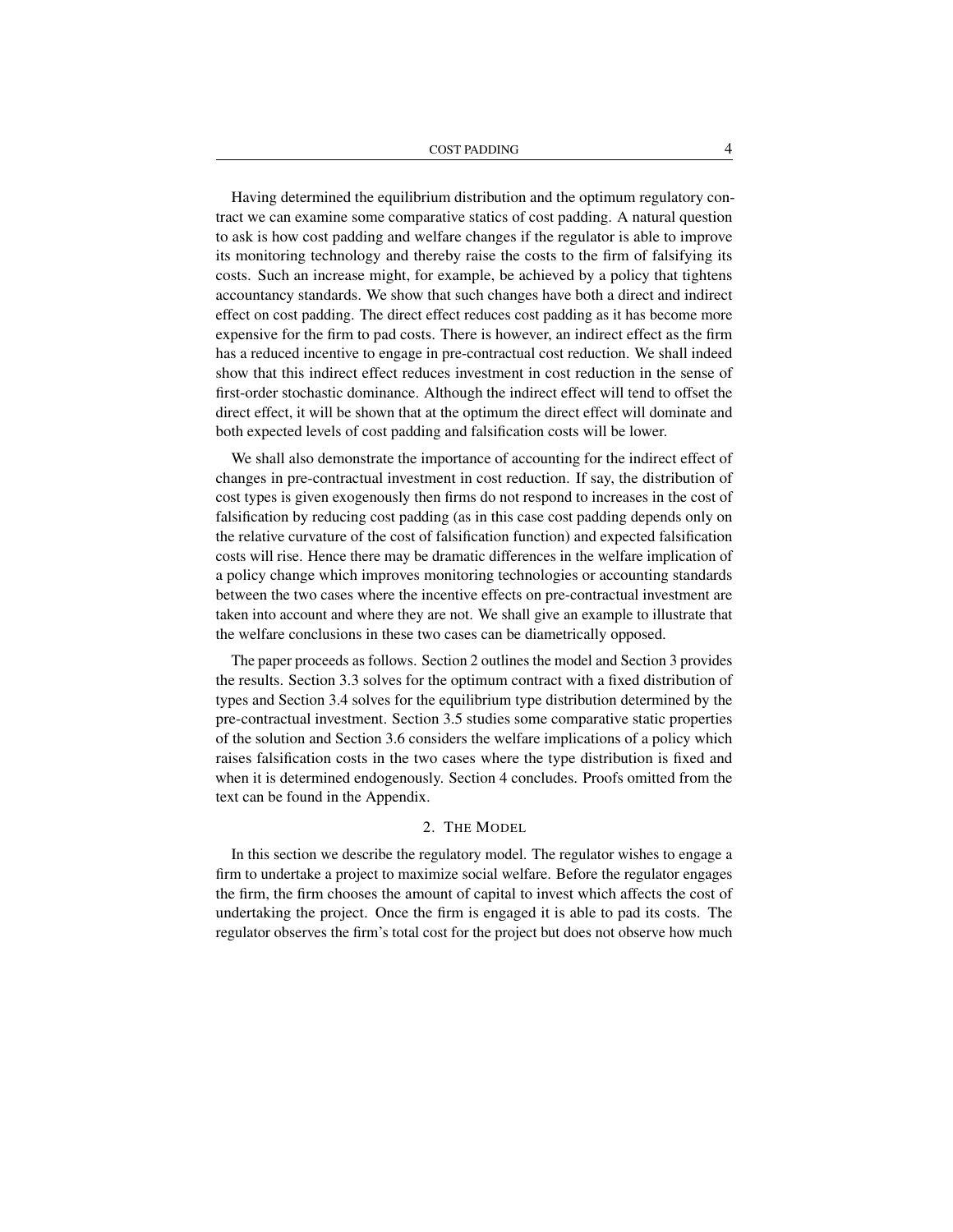Having determined the equilibrium distribution and the optimum regulatory contract we can examine some comparative statics of cost padding. A natural question to ask is how cost padding and welfare changes if the regulator is able to improve its monitoring technology and thereby raise the costs to the firm of falsifying its costs. Such an increase might, for example, be achieved by a policy that tightens accountancy standards. We show that such changes have both a direct and indirect effect on cost padding. The direct effect reduces cost padding as it has become more expensive for the firm to pad costs. There is however, an indirect effect as the firm has a reduced incentive to engage in pre-contractual cost reduction. We shall indeed show that this indirect effect reduces investment in cost reduction in the sense of first-order stochastic dominance. Although the indirect effect will tend to offset the direct effect, it will be shown that at the optimum the direct effect will dominate and both expected levels of cost padding and falsification costs will be lower.

We shall also demonstrate the importance of accounting for the indirect effect of changes in pre-contractual investment in cost reduction. If say, the distribution of cost types is given exogenously then firms do not respond to increases in the cost of falsification by reducing cost padding (as in this case cost padding depends only on the relative curvature of the cost of falsification function) and expected falsification costs will rise. Hence there may be dramatic differences in the welfare implication of a policy change which improves monitoring technologies or accounting standards between the two cases where the incentive effects on pre-contractual investment are taken into account and where they are not. We shall give an example to illustrate that the welfare conclusions in these two cases can be diametrically opposed.

The paper proceeds as follows. Section 2 outlines the model and Section 3 provides the results. Section 3.3 solves for the optimum contract with a fixed distribution of types and Section 3.4 solves for the equilibrium type distribution determined by the pre-contractual investment. Section 3.5 studies some comparative static properties of the solution and Section 3.6 considers the welfare implications of a policy which raises falsification costs in the two cases where the type distribution is fixed and when it is determined endogenously. Section 4 concludes. Proofs omitted from the text can be found in the Appendix.

## 2. The Model

In this section we describe the regulatory model. The regulator wishes to engage a firm to undertake a project to maximize social welfare. Before the regulator engages the firm, the firm chooses the amount of capital to invest which affects the cost of undertaking the project. Once the firm is engaged it is able to pad its costs. The regulator observes the firm's total cost for the project but does not observe how much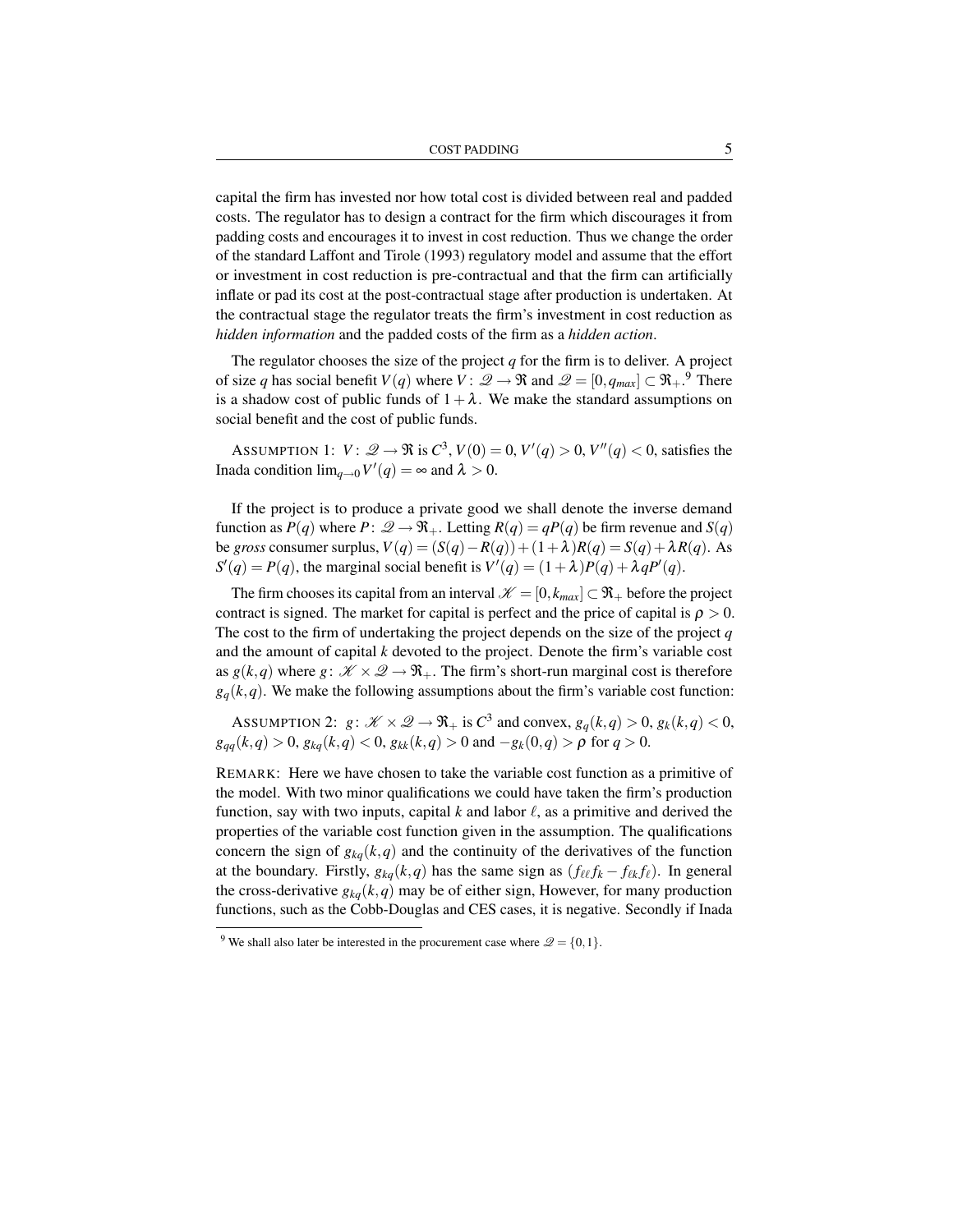capital the firm has invested nor how total cost is divided between real and padded costs. The regulator has to design a contract for the firm which discourages it from padding costs and encourages it to invest in cost reduction. Thus we change the order of the standard Laffont and Tirole (1993) regulatory model and assume that the effort or investment in cost reduction is pre-contractual and that the firm can artificially inflate or pad its cost at the post-contractual stage after production is undertaken. At the contractual stage the regulator treats the firm's investment in cost reduction as *hidden information* and the padded costs of the firm as a *hidden action*.

The regulator chooses the size of the project $q$ for the firm is to deliver. A project of size $q$ has social benefit $V(q)$ where $V: \mathscr{Q} \rightarrow \Re$ and $\mathscr{Q} = [0, q_{max}] \subset \Re_+$.[9] There is a shadow cost of public funds of $1+\lambda$. We make the standard assumptions on social benefit and the cost of public funds.

ASSUMPTION 1: $V: \mathscr{Q} \rightarrow \Re$ is $C^3$, $V(0) = 0$, $V'(q) > 0$, $V''(q) < 0$, satisfies the Inada condition $\lim_{q \to 0} V'(q) = \infty$ and $\lambda > 0$.

If the project is to produce a private good we shall denote the inverse demand function as $P(q)$ where $P: \mathscr{Q} \rightarrow \Re_+$. Letting $R(q) = qP(q)$ be firm revenue and $S(q)$ be *gross* consumer surplus, $V(q) = (S(q) - R(q)) + (1+\lambda)R(q) = S(q) + \lambda R(q)$. As $S'(q) = P(q)$, the marginal social benefit is $V'(q) = (1+\lambda)P(q) + \lambda q P'(q)$.

The firm chooses its capital from an interval $\mathscr{K} = [0, k_{max}] \subset \Re_+$ before the project contract is signed. The market for capital is perfect and the price of capital is $\rho > 0$. The cost to the firm of undertaking the project depends on the size of the project $q$ and the amount of capital $k$ devoted to the project. Denote the firm's variable cost as $g(k,q)$ where $g: \mathscr{K} \times \mathscr{Q} \rightarrow \Re_+$. The firm's short-run marginal cost is therefore $g_q(k,q)$. We make the following assumptions about the firm's variable cost function:

ASSUMPTION 2: $g: \mathscr{K} \times \mathscr{Q} \rightarrow \Re_+$ is $C^3$ and convex, $g_q(k,q) > 0$, $g_k(k,q) < 0$, $g_{qq}(k,q) > 0$, $g_{kq}(k,q) < 0$, $g_{kk}(k,q) > 0$ and $-g_k(0,q) > \rho$ for $q > 0$.

REMARK: Here we have chosen to take the variable cost function as a primitive of the model. With two minor qualifications we could have taken the firm's production function, say with two inputs, capital $k$ and labor $\ell$, as a primitive and derived the properties of the variable cost function given in the assumption. The qualifications concern the sign of $g_{kq}(k,q)$ and the continuity of the derivatives of the function at the boundary. Firstly, $g_{kq}(k,q)$ has the same sign as $(f_{\ell\ell} f_k - f_{\ell k} f_\ell)$. In general the cross-derivative $g_{kq}(k,q)$ may be of either sign, However, for many production functions, such as the Cobb-Douglas and CES cases, it is negative. Secondly if Inada

[9] We shall also later be interested in the procurement case where $\mathscr{Q} = \{0,1\}$.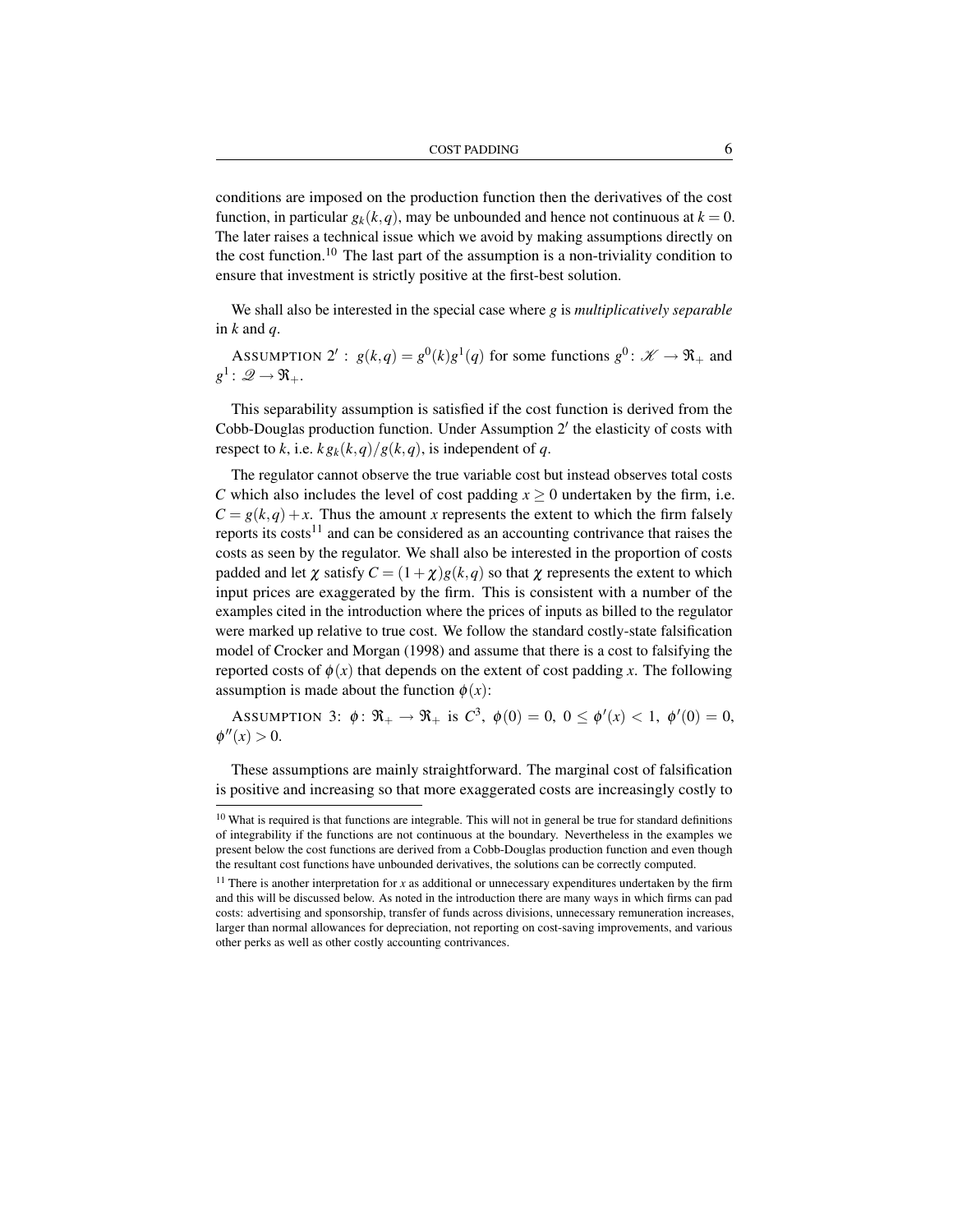conditions are imposed on the production function then the derivatives of the cost function, in particular $g_k(k,q)$, may be unbounded and hence not continuous at $k = 0$. The later raises a technical issue which we avoid by making assumptions directly on the cost function.[10] The last part of the assumption is a non-triviality condition to ensure that investment is strictly positive at the first-best solution.

We shall also be interested in the special case where $g$ is *multiplicatively separable* in $k$ and $q$.

ASSUMPTION 2′ : $g(k,q) = g^0(k)g^1(q)$ for some functions $g^0 \colon \mathscr{K} \to \Re_+$ and $g^1 \colon \mathscr{Q} \to \Re_+$.

This separability assumption is satisfied if the cost function is derived from the Cobb-Douglas production function. Under Assumption 2′ the elasticity of costs with respect to $k$, i.e. $k\,g_k(k,q)/g(k,q)$, is independent of $q$.

The regulator cannot observe the true variable cost but instead observes total costs $C$ which also includes the level of cost padding $x \geq 0$ undertaken by the firm, i.e. $C = g(k,q) + x$. Thus the amount $x$ represents the extent to which the firm falsely reports its costs[11] and can be considered as an accounting contrivance that raises the costs as seen by the regulator. We shall also be interested in the proportion of costs padded and let $\chi$ satisfy $C = (1+\chi)g(k,q)$ so that $\chi$ represents the extent to which input prices are exaggerated by the firm. This is consistent with a number of the examples cited in the introduction where the prices of inputs as billed to the regulator were marked up relative to true cost. We follow the standard costly-state falsification model of Crocker and Morgan (1998) and assume that there is a cost to falsifying the reported costs of $\phi(x)$ that depends on the extent of cost padding $x$. The following assumption is made about the function $\phi(x)$:

ASSUMPTION 3: $\phi \colon \Re_+ \to \Re_+$ is $C^3$, $\phi(0) = 0$, $0 \leq \phi'(x) < 1$, $\phi'(0) = 0$, $\phi''(x) > 0$.

These assumptions are mainly straightforward. The marginal cost of falsification is positive and increasing so that more exaggerated costs are increasingly costly to

---

[10] What is required is that functions are integrable. This will not in general be true for standard definitions of integrability if the functions are not continuous at the boundary. Nevertheless in the examples we present below the cost functions are derived from a Cobb-Douglas production function and even though the resultant cost functions have unbounded derivatives, the solutions can be correctly computed.

[11] There is another interpretation for $x$ as additional or unnecessary expenditures undertaken by the firm and this will be discussed below. As noted in the introduction there are many ways in which firms can pad costs: advertising and sponsorship, transfer of funds across divisions, unnecessary remuneration increases, larger than normal allowances for depreciation, not reporting on cost-saving improvements, and various other perks as well as other costly accounting contrivances.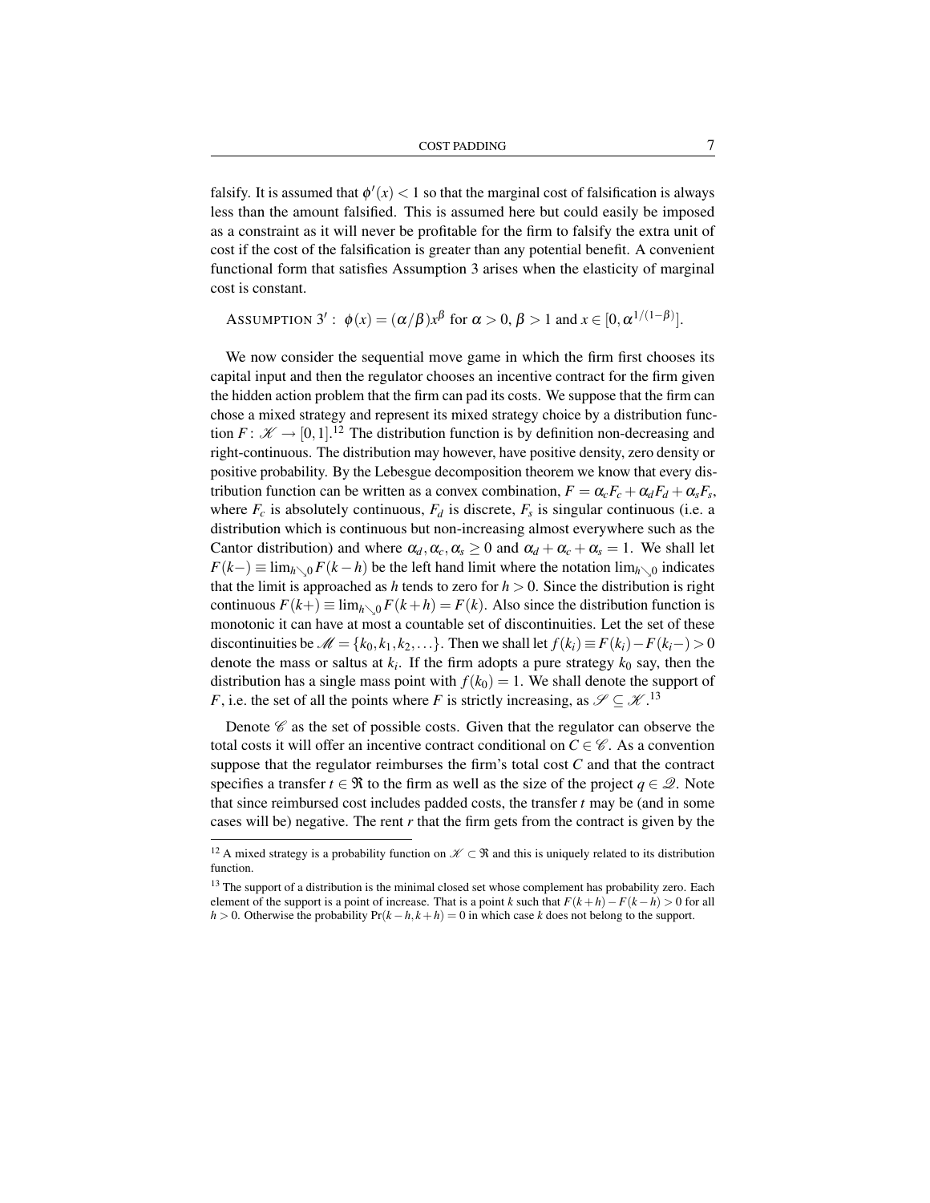falsify. It is assumed that $\phi'(x) < 1$ so that the marginal cost of falsification is always less than the amount falsified. This is assumed here but could easily be imposed as a constraint as it will never be profitable for the firm to falsify the extra unit of cost if the cost of the falsification is greater than any potential benefit. A convenient functional form that satisfies Assumption 3 arises when the elasticity of marginal cost is constant.

ASSUMPTION 3′ : $\phi(x) = (\alpha/\beta)x^{\beta}$ for $\alpha > 0$, $\beta > 1$ and $x \in [0, \alpha^{1/(1-\beta)}]$.

We now consider the sequential move game in which the firm first chooses its capital input and then the regulator chooses an incentive contract for the firm given the hidden action problem that the firm can pad its costs. We suppose that the firm can chose a mixed strategy and represent its mixed strategy choice by a distribution function $F : \mathscr{K} \to [0,1]$.[12] The distribution function is by definition non-decreasing and right-continuous. The distribution may however, have positive density, zero density or positive probability. By the Lebesgue decomposition theorem we know that every distribution function can be written as a convex combination, $F = \alpha_c F_c + \alpha_d F_d + \alpha_s F_s$, where $F_c$ is absolutely continuous, $F_d$ is discrete, $F_s$ is singular continuous (i.e. a distribution which is continuous but non-increasing almost everywhere such as the Cantor distribution) and where $\alpha_d, \alpha_c, \alpha_s \geq 0$ and $\alpha_d + \alpha_c + \alpha_s = 1$. We shall let $F(k-) \equiv \lim_{h \searrow 0} F(k-h)$ be the left hand limit where the notation $\lim_{h \searrow 0}$ indicates that the limit is approached as $h$ tends to zero for $h > 0$. Since the distribution is right continuous $F(k+) \equiv \lim_{h \searrow 0} F(k+h) = F(k)$. Also since the distribution function is monotonic it can have at most a countable set of discontinuities. Let the set of these discontinuities be $\mathscr{M} = \{k_0, k_1, k_2, \ldots\}$. Then we shall let $f(k_i) \equiv F(k_i) - F(k_i-) > 0$ denote the mass or saltus at $k_i$. If the firm adopts a pure strategy $k_0$ say, then the distribution has a single mass point with $f(k_0) = 1$. We shall denote the support of $F$, i.e. the set of all the points where $F$ is strictly increasing, as $\mathscr{S} \subseteq \mathscr{K}$.[13]

Denote $\mathscr{C}$ as the set of possible costs. Given that the regulator can observe the total costs it will offer an incentive contract conditional on $C \in \mathscr{C}$. As a convention suppose that the regulator reimburses the firm's total cost $C$ and that the contract specifies a transfer $t \in \Re$ to the firm as well as the size of the project $q \in \mathscr{Q}$. Note that since reimbursed cost includes padded costs, the transfer $t$ may be (and in some cases will be) negative. The rent $r$ that the firm gets from the contract is given by the

---

[12] A mixed strategy is a probability function on $\mathscr{K} \subset \Re$ and this is uniquely related to its distribution function.

[13] The support of a distribution is the minimal closed set whose complement has probability zero. Each element of the support is a point of increase. That is a point $k$ such that $F(k+h) - F(k-h) > 0$ for all $h > 0$. Otherwise the probability $\Pr(k-h, k+h) = 0$ in which case $k$ does not belong to the support.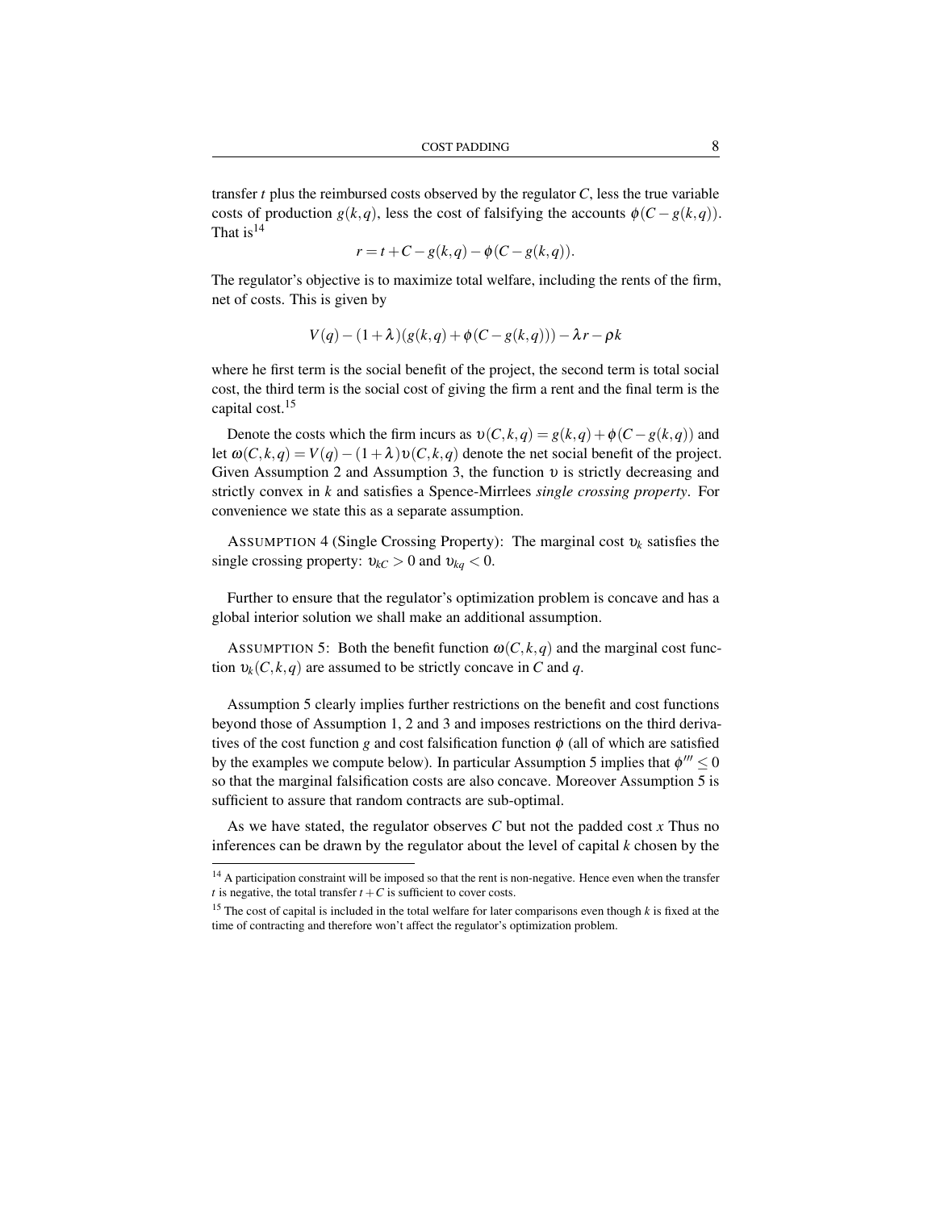transfer $t$ plus the reimbursed costs observed by the regulator $C$, less the true variable costs of production $g(k,q)$, less the cost of falsifying the accounts $\phi(C - g(k,q))$. That is[14]

$$r = t + C - g(k,q) - \phi(C - g(k,q)).$$

The regulator's objective is to maximize total welfare, including the rents of the firm, net of costs. This is given by

$$V(q) - (1+\lambda)(g(k,q) + \phi(C - g(k,q))) - \lambda r - \rho k$$

where he first term is the social benefit of the project, the second term is total social cost, the third term is the social cost of giving the firm a rent and the final term is the capital cost.[15]

Denote the costs which the firm incurs as $\upsilon(C,k,q) = g(k,q) + \phi(C - g(k,q))$ and let $\omega(C,k,q) = V(q) - (1+\lambda)\upsilon(C,k,q)$ denote the net social benefit of the project. Given Assumption 2 and Assumption 3, the function $\upsilon$ is strictly decreasing and strictly convex in $k$ and satisfies a Spence-Mirrlees *single crossing property*. For convenience we state this as a separate assumption.

ASSUMPTION 4 (Single Crossing Property): The marginal cost $\upsilon_k$ satisfies the single crossing property: $\upsilon_{kC} > 0$ and $\upsilon_{kq} < 0$.

Further to ensure that the regulator's optimization problem is concave and has a global interior solution we shall make an additional assumption.

ASSUMPTION 5: Both the benefit function $\omega(C,k,q)$ and the marginal cost function $\upsilon_k(C,k,q)$ are assumed to be strictly concave in $C$ and $q$.

Assumption 5 clearly implies further restrictions on the benefit and cost functions beyond those of Assumption 1, 2 and 3 and imposes restrictions on the third derivatives of the cost function $g$ and cost falsification function $\phi$ (all of which are satisfied by the examples we compute below). In particular Assumption 5 implies that $\phi''' \leq 0$ so that the marginal falsification costs are also concave. Moreover Assumption 5 is sufficient to assure that random contracts are sub-optimal.

As we have stated, the regulator observes $C$ but not the padded cost $x$ Thus no inferences can be drawn by the regulator about the level of capital $k$ chosen by the

[14] A participation constraint will be imposed so that the rent is non-negative. Hence even when the transfer $t$ is negative, the total transfer $t + C$ is sufficient to cover costs.

[15] The cost of capital is included in the total welfare for later comparisons even though $k$ is fixed at the time of contracting and therefore won't affect the regulator's optimization problem.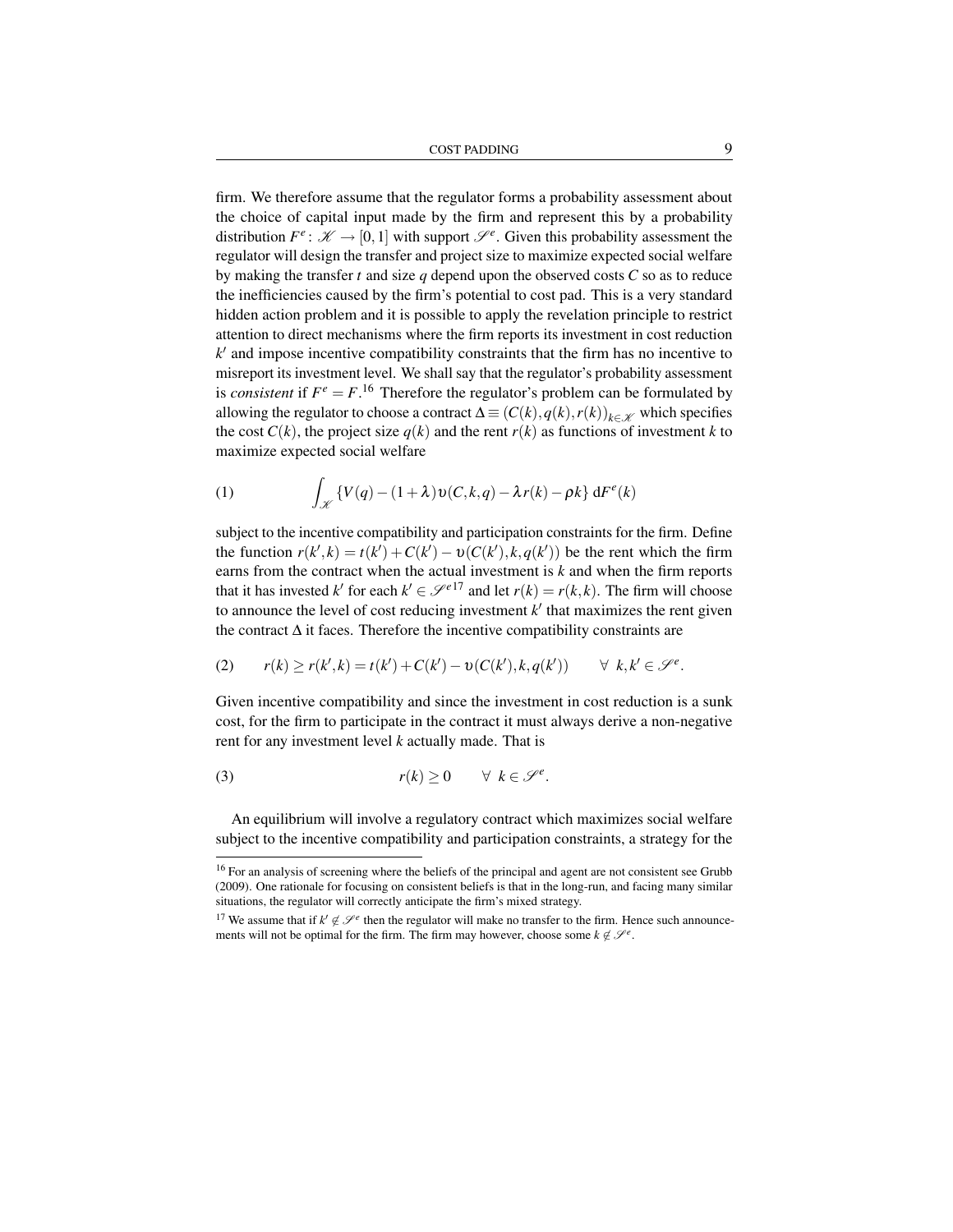firm. We therefore assume that the regulator forms a probability assessment about the choice of capital input made by the firm and represent this by a probability distribution $F^e \colon \mathscr{K} \to [0,1]$ with support $\mathscr{S}^e$. Given this probability assessment the regulator will design the transfer and project size to maximize expected social welfare by making the transfer $t$ and size $q$ depend upon the observed costs $C$ so as to reduce the inefficiencies caused by the firm's potential to cost pad. This is a very standard hidden action problem and it is possible to apply the revelation principle to restrict attention to direct mechanisms where the firm reports its investment in cost reduction $k'$ and impose incentive compatibility constraints that the firm has no incentive to misreport its investment level. We shall say that the regulator's probability assessment is *consistent* if $F^e = F$.[16] Therefore the regulator's problem can be formulated by allowing the regulator to choose a contract $\Delta \equiv (C(k), q(k), r(k))_{k \in \mathscr{K}}$ which specifies the cost $C(k)$, the project size $q(k)$ and the rent $r(k)$ as functions of investment $k$ to maximize expected social welfare

$$\int_{\mathscr{K}} \{V(q) - (1+\lambda)\upsilon(C,k,q) - \lambda r(k) - \rho k\} \, \mathrm{d}F^e(k) \tag{1}$$

subject to the incentive compatibility and participation constraints for the firm. Define the function $r(k',k) = t(k') + C(k') - \upsilon(C(k'),k,q(k'))$ be the rent which the firm earns from the contract when the actual investment is $k$ and when the firm reports that it has invested $k'$ for each $k' \in \mathscr{S}^e$[17] and let $r(k) = r(k,k)$. The firm will choose to announce the level of cost reducing investment $k'$ that maximizes the rent given the contract $\Delta$ it faces. Therefore the incentive compatibility constraints are

$$r(k) \geq r(k',k) = t(k') + C(k') - \upsilon(C(k'),k,q(k')) \qquad \forall \;\; k,k' \in \mathscr{S}^e. \tag{2}$$

Given incentive compatibility and since the investment in cost reduction is a sunk cost, for the firm to participate in the contract it must always derive a non-negative rent for any investment level $k$ actually made. That is

$$r(k) \geq 0 \qquad \forall \;\; k \in \mathscr{S}^e. \tag{3}$$

An equilibrium will involve a regulatory contract which maximizes social welfare subject to the incentive compatibility and participation constraints, a strategy for the

---

[16] For an analysis of screening where the beliefs of the principal and agent are not consistent see Grubb (2009). One rationale for focusing on consistent beliefs is that in the long-run, and facing many similar situations, the regulator will correctly anticipate the firm's mixed strategy.

[17] We assume that if $k' \notin \mathscr{S}^e$ then the regulator will make no transfer to the firm. Hence such announcements will not be optimal for the firm. The firm may however, choose some $k \notin \mathscr{S}^e$.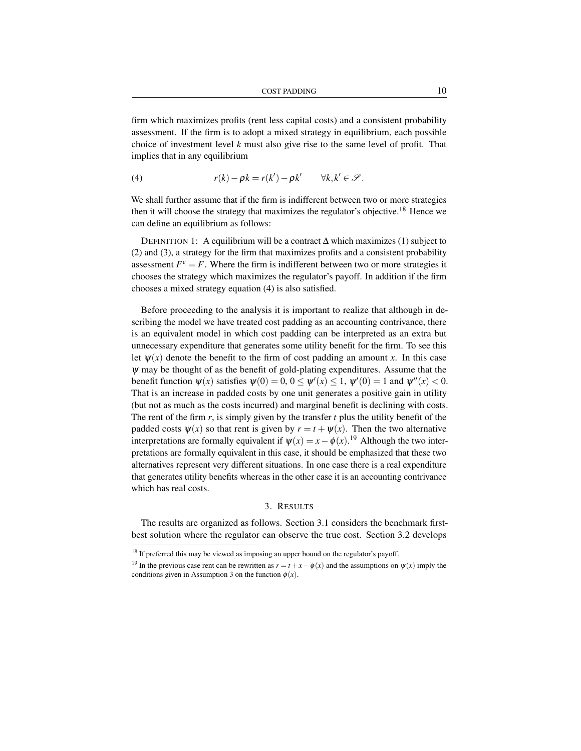firm which maximizes profits (rent less capital costs) and a consistent probability assessment. If the firm is to adopt a mixed strategy in equilibrium, each possible choice of investment level $k$ must also give rise to the same level of profit. That implies that in any equilibrium

$$r(k) - \rho k = r(k') - \rho k' \qquad \forall k, k' \in \mathscr{S}. \tag{4}$$

We shall further assume that if the firm is indifferent between two or more strategies then it will choose the strategy that maximizes the regulator's objective.[18] Hence we can define an equilibrium as follows:

DEFINITION 1: A equilibrium will be a contract $\Delta$ which maximizes (1) subject to (2) and (3), a strategy for the firm that maximizes profits and a consistent probability assessment $F^e = F$. Where the firm is indifferent between two or more strategies it chooses the strategy which maximizes the regulator's payoff. In addition if the firm chooses a mixed strategy equation (4) is also satisfied.

Before proceeding to the analysis it is important to realize that although in describing the model we have treated cost padding as an accounting contrivance, there is an equivalent model in which cost padding can be interpreted as an extra but unnecessary expenditure that generates some utility benefit for the firm. To see this let $\psi(x)$ denote the benefit to the firm of cost padding an amount $x$. In this case $\psi$ may be thought of as the benefit of gold-plating expenditures. Assume that the benefit function $\psi(x)$ satisfies $\psi(0) = 0$, $0 \leq \psi'(x) \leq 1$, $\psi'(0) = 1$ and $\psi''(x) < 0$. That is an increase in padded costs by one unit generates a positive gain in utility (but not as much as the costs incurred) and marginal benefit is declining with costs. The rent of the firm $r$, is simply given by the transfer $t$ plus the utility benefit of the padded costs $\psi(x)$ so that rent is given by $r = t + \psi(x)$. Then the two alternative interpretations are formally equivalent if $\psi(x) = x - \phi(x)$.[19] Although the two interpretations are formally equivalent in this case, it should be emphasized that these two alternatives represent very different situations. In one case there is a real expenditure that generates utility benefits whereas in the other case it is an accounting contrivance which has real costs.

## 3. RESULTS

The results are organized as follows. Section 3.1 considers the benchmark first-best solution where the regulator can observe the true cost. Section 3.2 develops

---

[18] If preferred this may be viewed as imposing an upper bound on the regulator's payoff.

[19] In the previous case rent can be rewritten as $r = t + x - \phi(x)$ and the assumptions on $\psi(x)$ imply the conditions given in Assumption 3 on the function $\phi(x)$.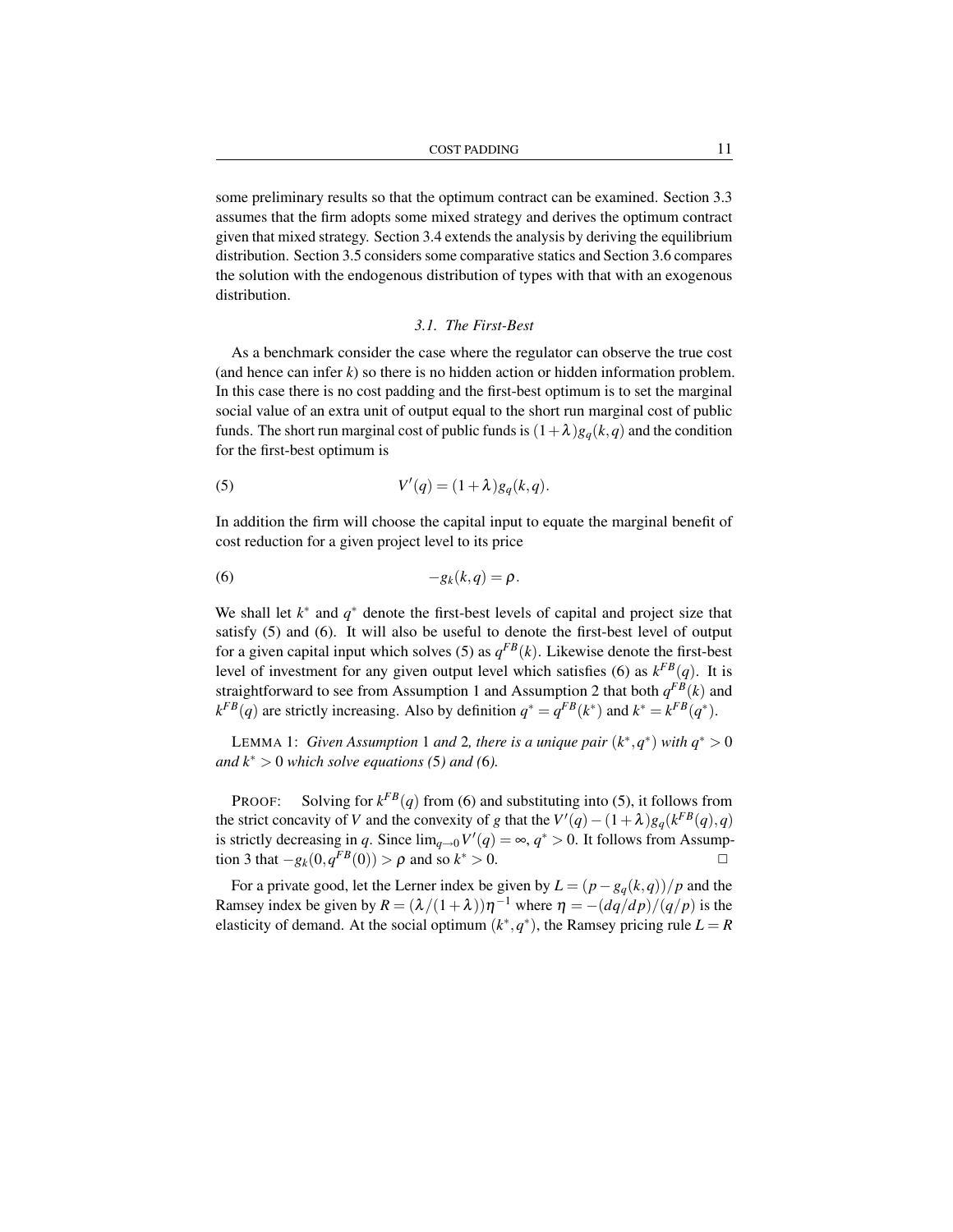some preliminary results so that the optimum contract can be examined. Section 3.3 assumes that the firm adopts some mixed strategy and derives the optimum contract given that mixed strategy. Section 3.4 extends the analysis by deriving the equilibrium distribution. Section 3.5 considers some comparative statics and Section 3.6 compares the solution with the endogenous distribution of types with that with an exogenous distribution.

### 3.1. *The First-Best*

As a benchmark consider the case where the regulator can observe the true cost (and hence can infer $k$) so there is no hidden action or hidden information problem. In this case there is no cost padding and the first-best optimum is to set the marginal social value of an extra unit of output equal to the short run marginal cost of public funds. The short run marginal cost of public funds is $(1+\lambda)g_q(k,q)$ and the condition for the first-best optimum is

$$V'(q) = (1+\lambda)g_q(k,q). \tag{5}$$

In addition the firm will choose the capital input to equate the marginal benefit of cost reduction for a given project level to its price

$$-g_k(k,q) = \rho. \tag{6}$$

We shall let $k^*$ and $q^*$ denote the first-best levels of capital and project size that satisfy (5) and (6). It will also be useful to denote the first-best level of output for a given capital input which solves (5) as $q^{FB}(k)$. Likewise denote the first-best level of investment for any given output level which satisfies (6) as $k^{FB}(q)$. It is straightforward to see from Assumption 1 and Assumption 2 that both $q^{FB}(k)$ and $k^{FB}(q)$ are strictly increasing. Also by definition $q^* = q^{FB}(k^*)$ and $k^* = k^{FB}(q^*)$.

LEMMA 1: *Given Assumption* 1 *and* 2*, there is a unique pair* $(k^*,q^*)$ *with* $q^* > 0$ *and* $k^* > 0$ *which solve equations (5) and (6).*

PROOF: Solving for $k^{FB}(q)$ from (6) and substituting into (5), it follows from the strict concavity of $V$ and the convexity of $g$ that the $V'(q) - (1+\lambda)g_q(k^{FB}(q),q)$ is strictly decreasing in $q$. Since $\lim_{q\to 0} V'(q) = \infty$, $q^* > 0$. It follows from Assumption 3 that $-g_k(0,q^{FB}(0)) > \rho$ and so $k^* > 0$. □

For a private good, let the Lerner index be given by $L = (p - g_q(k,q))/p$ and the Ramsey index be given by $R = (\lambda/(1+\lambda))\eta^{-1}$ where $\eta = -(dq/dp)/(q/p)$ is the elasticity of demand. At the social optimum $(k^*,q^*)$, the Ramsey pricing rule $L = R$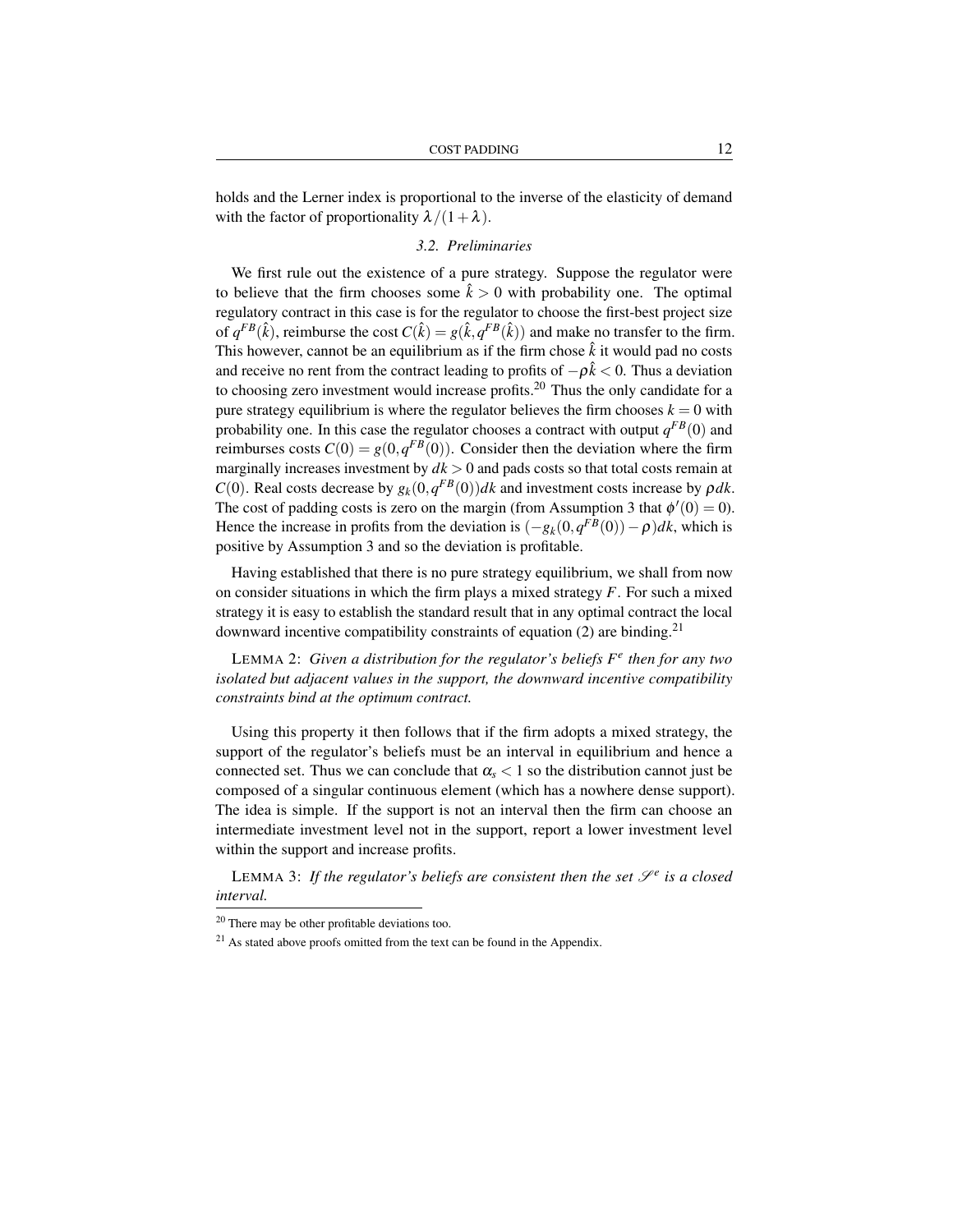holds and the Lerner index is proportional to the inverse of the elasticity of demand with the factor of proportionality $\lambda/(1+\lambda)$.

### 3.2. Preliminaries

We first rule out the existence of a pure strategy. Suppose the regulator were to believe that the firm chooses some $\hat{k} > 0$ with probability one. The optimal regulatory contract in this case is for the regulator to choose the first-best project size of $q^{FB}(\hat{k})$, reimburse the cost $C(\hat{k}) = g(\hat{k}, q^{FB}(\hat{k}))$ and make no transfer to the firm. This however, cannot be an equilibrium as if the firm chose $\hat{k}$ it would pad no costs and receive no rent from the contract leading to profits of $-\rho\hat{k} < 0$. Thus a deviation to choosing zero investment would increase profits.[20] Thus the only candidate for a pure strategy equilibrium is where the regulator believes the firm chooses $k = 0$ with probability one. In this case the regulator chooses a contract with output $q^{FB}(0)$ and reimburses costs $C(0) = g(0, q^{FB}(0))$. Consider then the deviation where the firm marginally increases investment by $dk > 0$ and pads costs so that total costs remain at $C(0)$. Real costs decrease by $g_k(0, q^{FB}(0))dk$ and investment costs increase by $\rho dk$. The cost of padding costs is zero on the margin (from Assumption 3 that $\phi'(0) = 0$). Hence the increase in profits from the deviation is $(-g_k(0, q^{FB}(0)) - \rho)dk$, which is positive by Assumption 3 and so the deviation is profitable.

Having established that there is no pure strategy equilibrium, we shall from now on consider situations in which the firm plays a mixed strategy $F$. For such a mixed strategy it is easy to establish the standard result that in any optimal contract the local downward incentive compatibility constraints of equation (2) are binding.[21]

LEMMA 2: *Given a distribution for the regulator's beliefs $F^e$ then for any two isolated but adjacent values in the support, the downward incentive compatibility constraints bind at the optimum contract.*

Using this property it then follows that if the firm adopts a mixed strategy, the support of the regulator's beliefs must be an interval in equilibrium and hence a connected set. Thus we can conclude that $\alpha_s < 1$ so the distribution cannot just be composed of a singular continuous element (which has a nowhere dense support). The idea is simple. If the support is not an interval then the firm can choose an intermediate investment level not in the support, report a lower investment level within the support and increase profits.

LEMMA 3: *If the regulator's beliefs are consistent then the set $\mathscr{S}^e$ is a closed interval.*

---

[20] There may be other profitable deviations too.

[21] As stated above proofs omitted from the text can be found in the Appendix.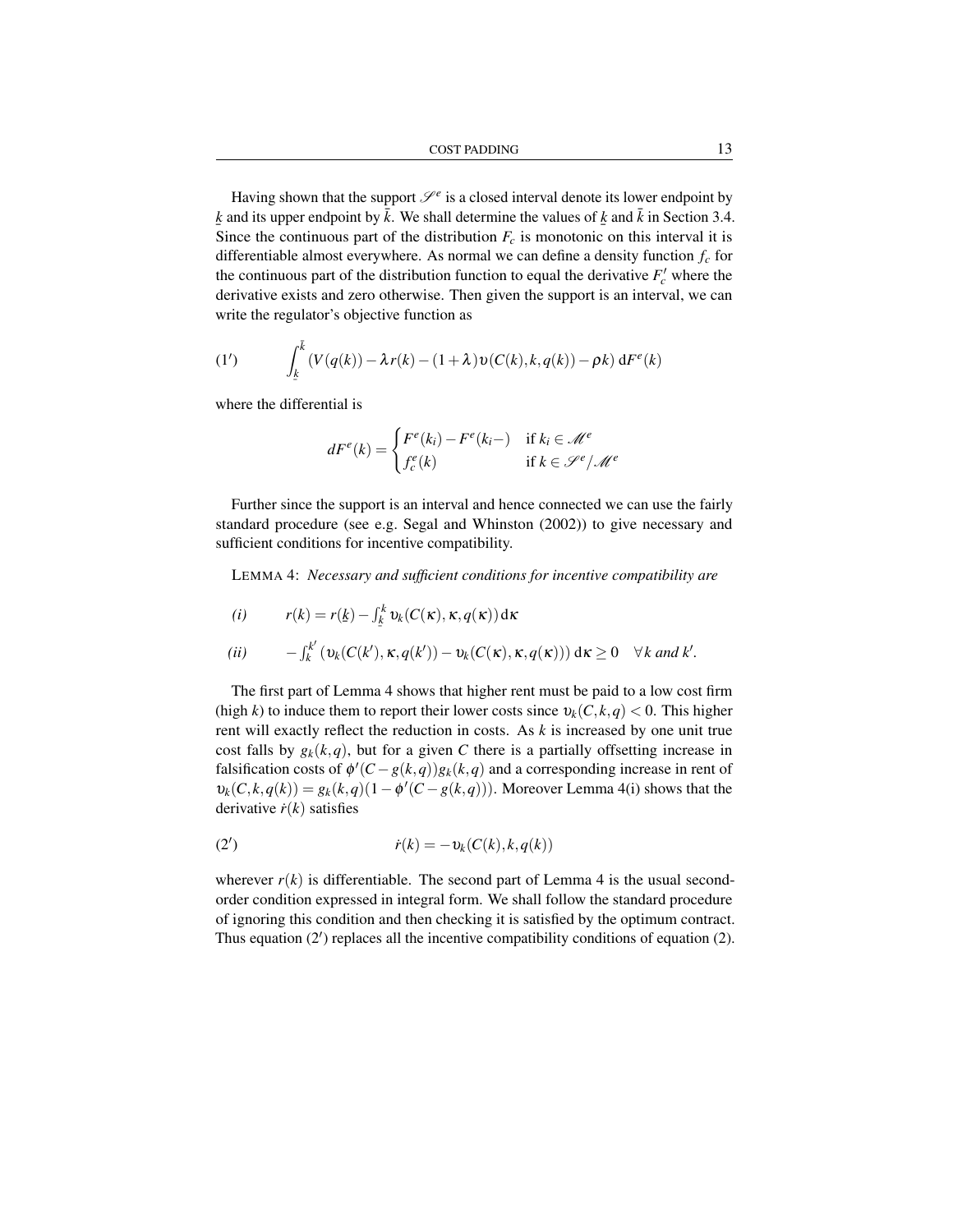Having shown that the support $\mathscr{S}^e$ is a closed interval denote its lower endpoint by $\underline{k}$ and its upper endpoint by $\bar{k}$. We shall determine the values of $\underline{k}$ and $\bar{k}$ in Section 3.4. Since the continuous part of the distribution $F_c$ is monotonic on this interval it is differentiable almost everywhere. As normal we can define a density function $f_c$ for the continuous part of the distribution function to equal the derivative $F_c'$ where the derivative exists and zero otherwise. Then given the support is an interval, we can write the regulator's objective function as

$$(1') \qquad \int_{\underline{k}}^{\bar{k}} (V(q(k)) - \lambda r(k) - (1+\lambda)\upsilon(C(k),k,q(k)) - \rho k)\, \mathrm{d}F^e(k)$$

where the differential is

$$dF^e(k) = \begin{cases} F^e(k_i) - F^e(k_i-) & \text{if } k_i \in \mathscr{M}^e \\ f_c^e(k) & \text{if } k \in \mathscr{S}^e / \mathscr{M}^e \end{cases}$$

Further since the support is an interval and hence connected we can use the fairly standard procedure (see e.g. Segal and Whinston (2002)) to give necessary and sufficient conditions for incentive compatibility.

LEMMA 4: *Necessary and sufficient conditions for incentive compatibility are*

*(i)* $\qquad r(k) = r(\underline{k}) - \int_{\underline{k}}^{k} \upsilon_k(C(\kappa),\kappa,q(\kappa))\,\mathrm{d}\kappa$

*(ii)* $\qquad -\int_{k}^{k'} (\upsilon_k(C(k'),\kappa,q(k')) - \upsilon_k(C(\kappa),\kappa,q(\kappa)))\,\mathrm{d}\kappa \geq 0 \quad \forall k$ *and* $k'$.

The first part of Lemma 4 shows that higher rent must be paid to a low cost firm (high $k$) to induce them to report their lower costs since $\upsilon_k(C,k,q) < 0$. This higher rent will exactly reflect the reduction in costs. As $k$ is increased by one unit true cost falls by $g_k(k,q)$, but for a given $C$ there is a partially offsetting increase in falsification costs of $\phi'(C - g(k,q))g_k(k,q)$ and a corresponding increase in rent of $\upsilon_k(C,k,q(k)) = g_k(k,q)(1 - \phi'(C - g(k,q)))$. Moreover Lemma 4(i) shows that the derivative $\dot{r}(k)$ satisfies

$$(2') \qquad \dot{r}(k) = -\upsilon_k(C(k),k,q(k))$$

wherever $r(k)$ is differentiable. The second part of Lemma 4 is the usual second-order condition expressed in integral form. We shall follow the standard procedure of ignoring this condition and then checking it is satisfied by the optimum contract. Thus equation (2′) replaces all the incentive compatibility conditions of equation (2).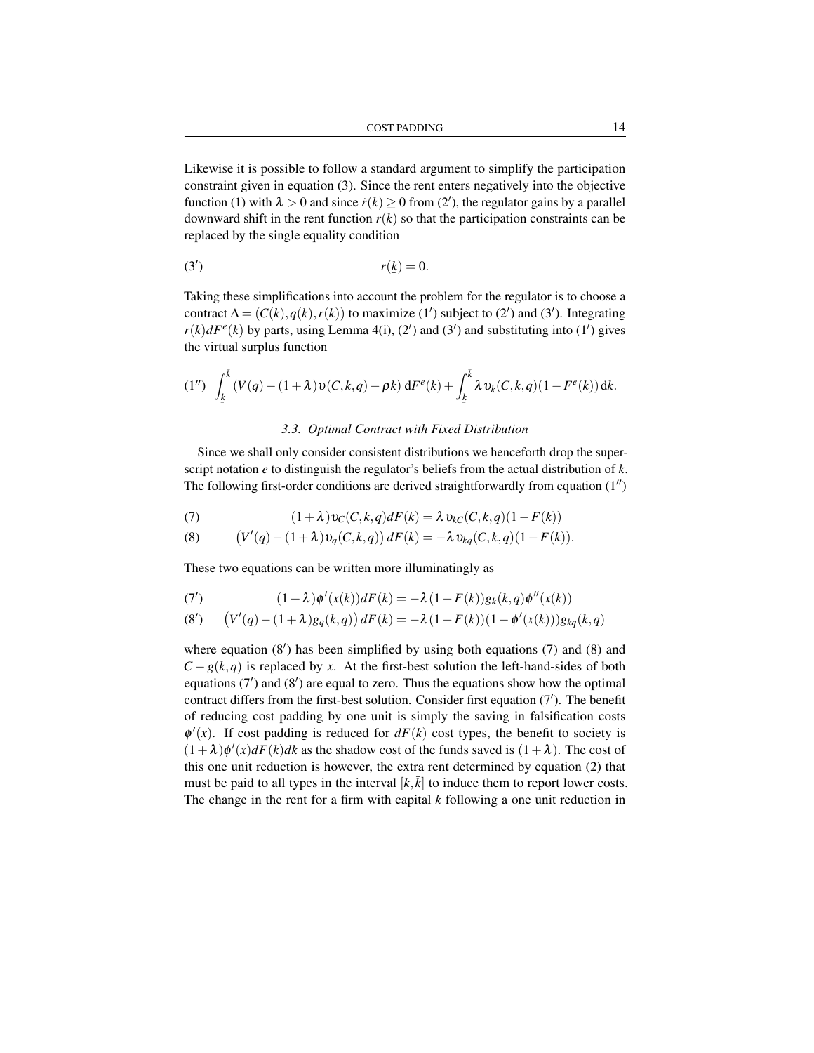Likewise it is possible to follow a standard argument to simplify the participation constraint given in equation (3). Since the rent enters negatively into the objective function (1) with $\lambda > 0$ and since $\dot{r}(k) \geq 0$ from (2′), the regulator gains by a parallel downward shift in the rent function $r(k)$ so that the participation constraints can be replaced by the single equality condition

$$(3') \qquad r(\underline{k}) = 0.$$

Taking these simplifications into account the problem for the regulator is to choose a contract $\Delta = (C(k), q(k), r(k))$ to maximize (1′) subject to (2′) and (3′). Integrating $r(k)dF^e(k)$ by parts, using Lemma 4(i), (2′) and (3′) and substituting into (1′) gives the virtual surplus function

$$(1'') \quad \int_{\underline{k}}^{\bar{k}} (V(q) - (1+\lambda)\upsilon(C,k,q) - \rho k)\, \mathrm{d}F^e(k) + \int_{\underline{k}}^{\bar{k}} \lambda \upsilon_k(C,k,q)(1 - F^e(k))\, \mathrm{d}k.$$

### 3.3. *Optimal Contract with Fixed Distribution*

Since we shall only consider consistent distributions we henceforth drop the superscript notation $e$ to distinguish the regulator's beliefs from the actual distribution of $k$. The following first-order conditions are derived straightforwardly from equation (1″)

$$(7) \qquad (1+\lambda)\upsilon_C(C,k,q)dF(k) = \lambda \upsilon_{kC}(C,k,q)(1-F(k))$$

$$(8) \qquad \left(V'(q) - (1+\lambda)\upsilon_q(C,k,q)\right)dF(k) = -\lambda \upsilon_{kq}(C,k,q)(1-F(k)).$$

These two equations can be written more illuminatingly as

$$(7') \qquad (1+\lambda)\phi'(x(k))dF(k) = -\lambda(1-F(k))g_k(k,q)\phi''(x(k))$$

$$(8') \qquad \left(V'(q) - (1+\lambda)g_q(k,q)\right)dF(k) = -\lambda(1-F(k))(1-\phi'(x(k)))g_{kq}(k,q)$$

where equation (8′) has been simplified by using both equations (7) and (8) and $C - g(k,q)$ is replaced by $x$. At the first-best solution the left-hand-sides of both equations (7′) and (8′) are equal to zero. Thus the equations show how the optimal contract differs from the first-best solution. Consider first equation (7′). The benefit of reducing cost padding by one unit is simply the saving in falsification costs $\phi'(x)$. If cost padding is reduced for $dF(k)$ cost types, the benefit to society is $(1+\lambda)\phi'(x)dF(k)dk$ as the shadow cost of the funds saved is $(1+\lambda)$. The cost of this one unit reduction is however, the extra rent determined by equation (2) that must be paid to all types in the interval $[k, \bar{k}]$ to induce them to report lower costs. The change in the rent for a firm with capital $k$ following a one unit reduction in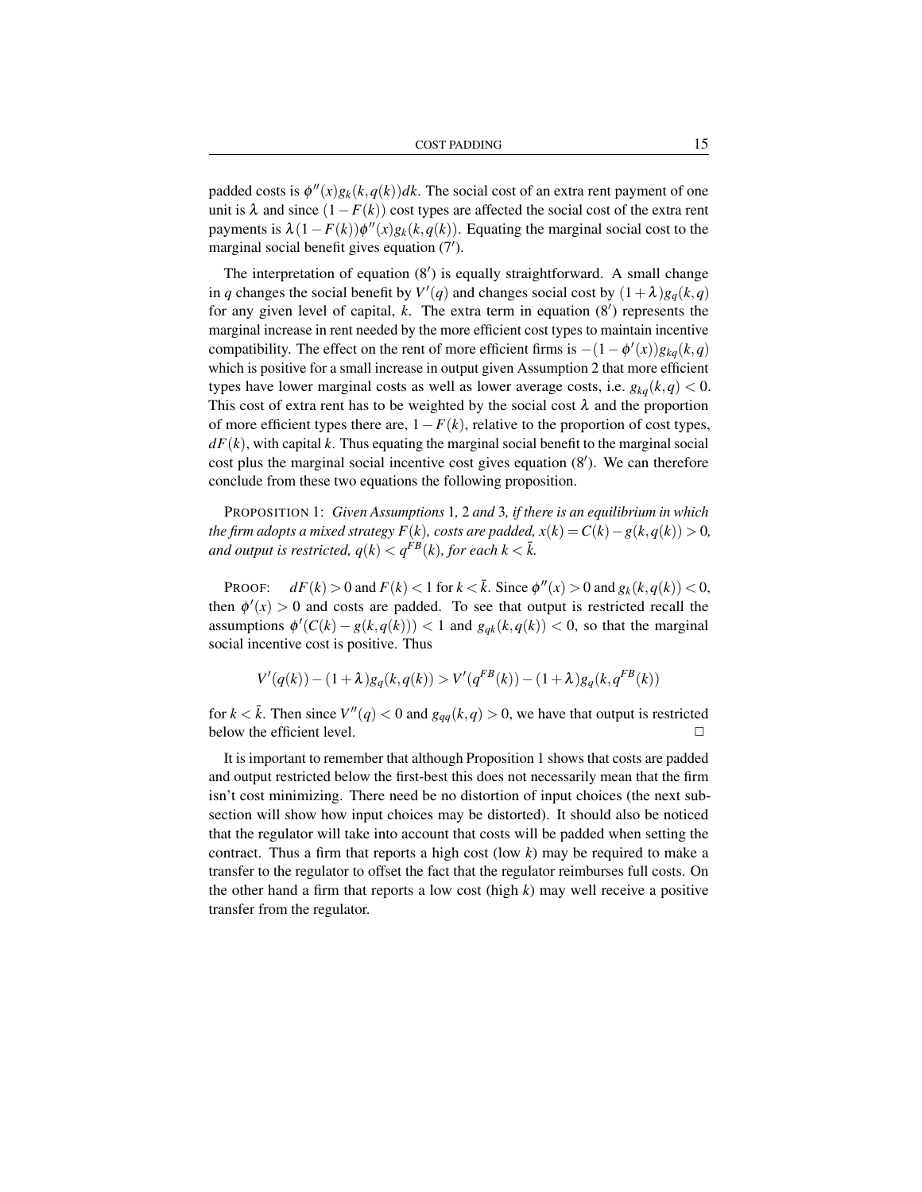padded costs is $\phi''(x)g_k(k,q(k))dk$. The social cost of an extra rent payment of one unit is $\lambda$ and since $(1-F(k))$ cost types are affected the social cost of the extra rent payments is $\lambda(1-F(k))\phi''(x)g_k(k,q(k))$. Equating the marginal social cost to the marginal social benefit gives equation (7′).

The interpretation of equation (8′) is equally straightforward. A small change in $q$ changes the social benefit by $V'(q)$ and changes social cost by $(1+\lambda)g_q(k,q)$ for any given level of capital, $k$. The extra term in equation (8′) represents the marginal increase in rent needed by the more efficient cost types to maintain incentive compatibility. The effect on the rent of more efficient firms is $-(1-\phi'(x))g_{kq}(k,q)$ which is positive for a small increase in output given Assumption 2 that more efficient types have lower marginal costs as well as lower average costs, i.e. $g_{kq}(k,q) < 0$. This cost of extra rent has to be weighted by the social cost $\lambda$ and the proportion of more efficient types there are, $1-F(k)$, relative to the proportion of cost types, $dF(k)$, with capital $k$. Thus equating the marginal social benefit to the marginal social cost plus the marginal social incentive cost gives equation (8′). We can therefore conclude from these two equations the following proposition.

PROPOSITION 1: *Given Assumptions* 1*,* 2 *and* 3*, if there is an equilibrium in which the firm adopts a mixed strategy $F(k)$, costs are padded, $x(k) = C(k) - g(k,q(k)) > 0$, and output is restricted, $q(k) < q^{FB}(k)$, for each $k < \bar{k}$.*

PROOF: $dF(k) > 0$ and $F(k) < 1$ for $k < \bar{k}$. Since $\phi''(x) > 0$ and $g_k(k,q(k)) < 0$, then $\phi'(x) > 0$ and costs are padded. To see that output is restricted recall the assumptions $\phi'(C(k) - g(k,q(k))) < 1$ and $g_{qk}(k,q(k)) < 0$, so that the marginal social incentive cost is positive. Thus

$$V'(q(k)) - (1+\lambda)g_q(k,q(k)) > V'(q^{FB}(k)) - (1+\lambda)g_q(k,q^{FB}(k))$$

for $k < \bar{k}$. Then since $V''(q) < 0$ and $g_{qq}(k,q) > 0$, we have that output is restricted below the efficient level. □

It is important to remember that although Proposition 1 shows that costs are padded and output restricted below the first-best this does not necessarily mean that the firm isn't cost minimizing. There need be no distortion of input choices (the next subsection will show how input choices may be distorted). It should also be noticed that the regulator will take into account that costs will be padded when setting the contract. Thus a firm that reports a high cost (low $k$) may be required to make a transfer to the regulator to offset the fact that the regulator reimburses full costs. On the other hand a firm that reports a low cost (high $k$) may well receive a positive transfer from the regulator.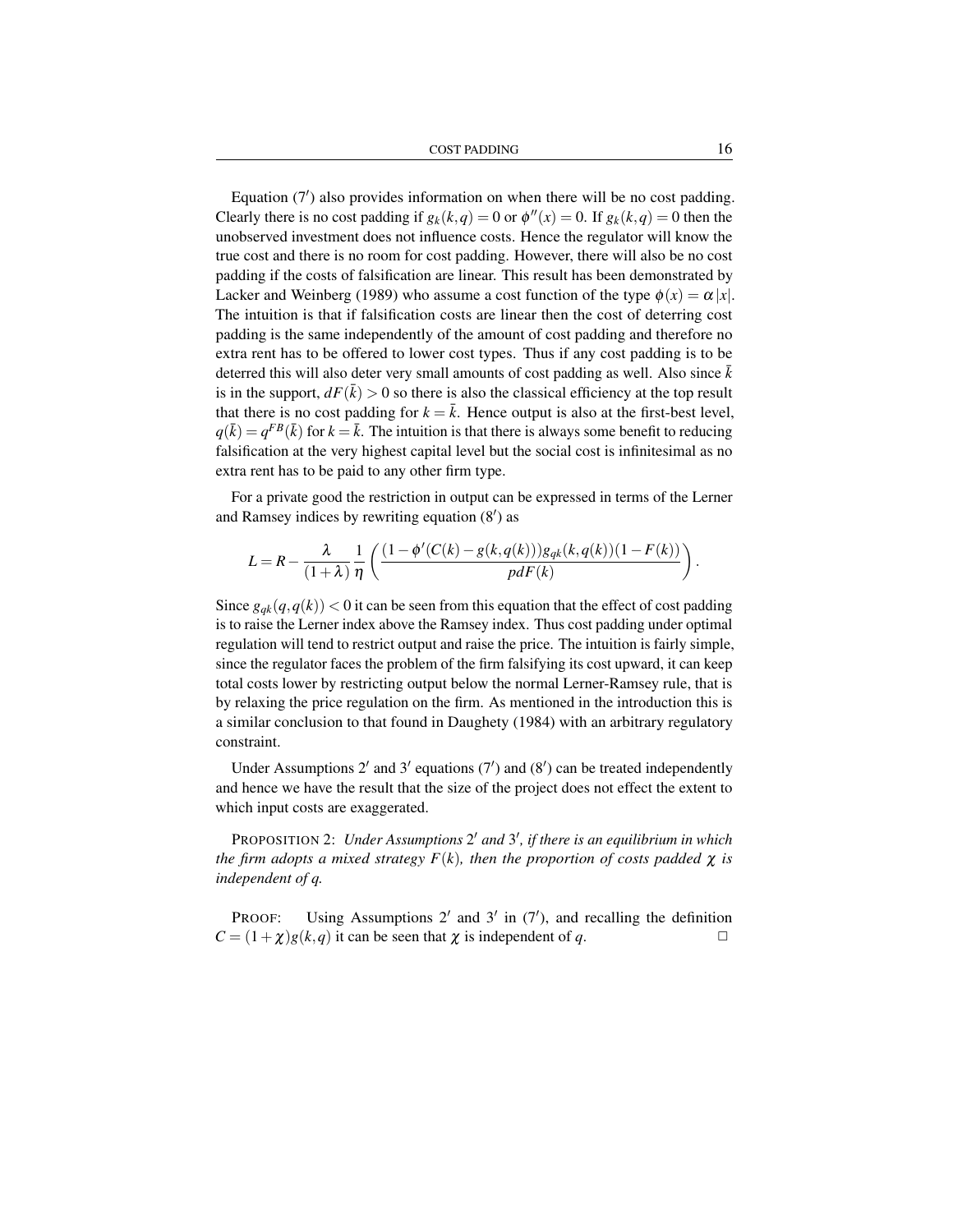Equation (7′) also provides information on when there will be no cost padding. Clearly there is no cost padding if $g_k(k,q) = 0$ or $\phi''(x) = 0$. If $g_k(k,q) = 0$ then the unobserved investment does not influence costs. Hence the regulator will know the true cost and there is no room for cost padding. However, there will also be no cost padding if the costs of falsification are linear. This result has been demonstrated by Lacker and Weinberg (1989) who assume a cost function of the type $\phi(x) = \alpha|x|$. The intuition is that if falsification costs are linear then the cost of deterring cost padding is the same independently of the amount of cost padding and therefore no extra rent has to be offered to lower cost types. Thus if any cost padding is to be deterred this will also deter very small amounts of cost padding as well. Also since $\bar{k}$ is in the support, $dF(\bar{k}) > 0$ so there is also the classical efficiency at the top result that there is no cost padding for $k = \bar{k}$. Hence output is also at the first-best level, $q(\bar{k}) = q^{FB}(\bar{k})$ for $k = \bar{k}$. The intuition is that there is always some benefit to reducing falsification at the very highest capital level but the social cost is infinitesimal as no extra rent has to be paid to any other firm type.

For a private good the restriction in output can be expressed in terms of the Lerner and Ramsey indices by rewriting equation (8′) as

$$L = R - \frac{\lambda}{(1+\lambda)}\frac{1}{\eta}\left(\frac{(1-\phi'(C(k)-g(k,q(k)))g_{qk}(k,q(k))(1-F(k))}{pdF(k)}\right).$$

Since $g_{qk}(q,q(k)) < 0$ it can be seen from this equation that the effect of cost padding is to raise the Lerner index above the Ramsey index. Thus cost padding under optimal regulation will tend to restrict output and raise the price. The intuition is fairly simple, since the regulator faces the problem of the firm falsifying its cost upward, it can keep total costs lower by restricting output below the normal Lerner-Ramsey rule, that is by relaxing the price regulation on the firm. As mentioned in the introduction this is a similar conclusion to that found in Daughety (1984) with an arbitrary regulatory constraint.

Under Assumptions 2′ and 3′ equations (7′) and (8′) can be treated independently and hence we have the result that the size of the project does not effect the extent to which input costs are exaggerated.

PROPOSITION 2: *Under Assumptions 2′ and 3′, if there is an equilibrium in which the firm adopts a mixed strategy $F(k)$, then the proportion of costs padded $\chi$ is independent of $q$.*

PROOF: Using Assumptions 2′ and 3′ in (7′), and recalling the definition $C = (1+\chi)g(k,q)$ it can be seen that $\chi$ is independent of $q$. □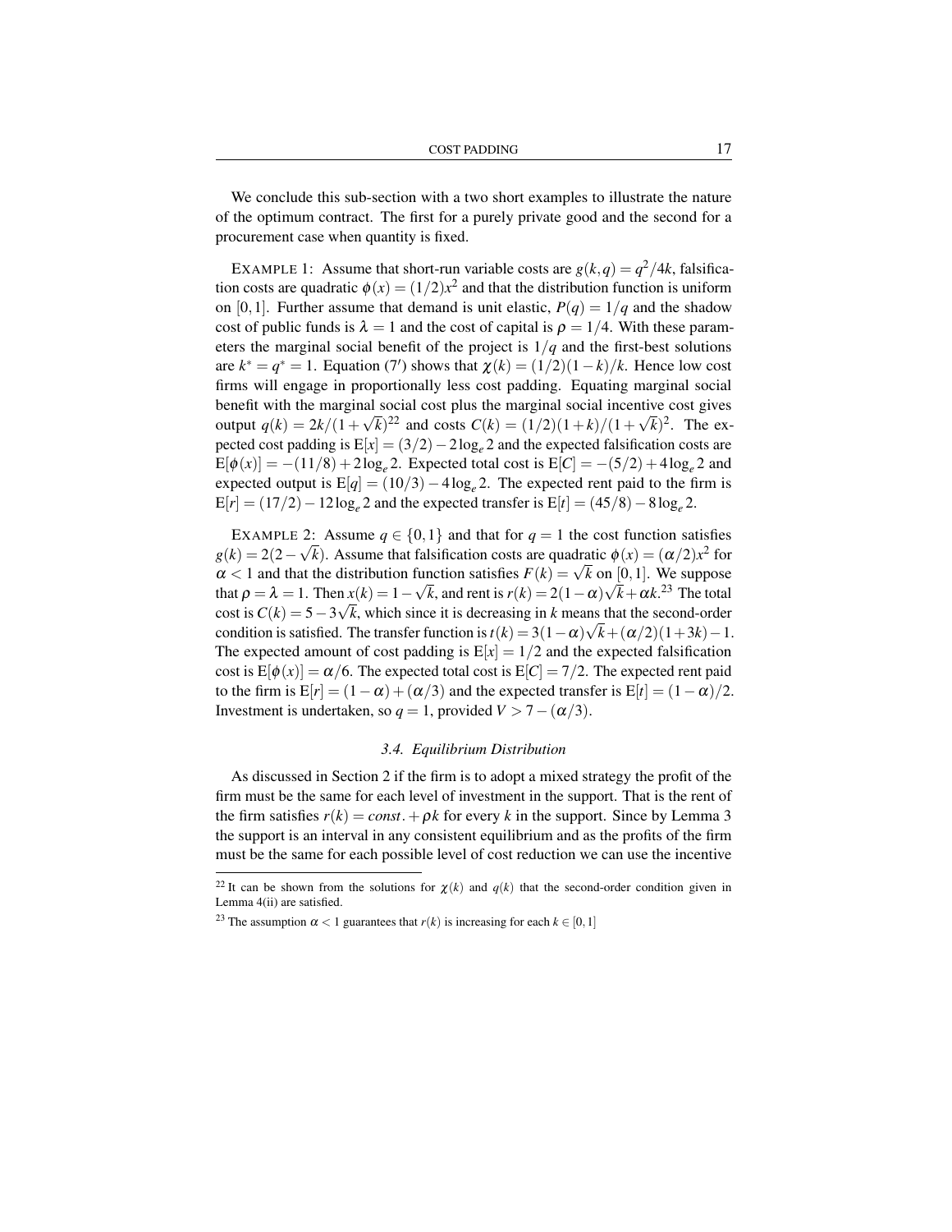We conclude this sub-section with a two short examples to illustrate the nature of the optimum contract. The first for a purely private good and the second for a procurement case when quantity is fixed.

EXAMPLE 1: Assume that short-run variable costs are $g(k,q) = q^2/4k$, falsification costs are quadratic $\phi(x) = (1/2)x^2$ and that the distribution function is uniform on $[0,1]$. Further assume that demand is unit elastic, $P(q) = 1/q$ and the shadow cost of public funds is $\lambda = 1$ and the cost of capital is $\rho = 1/4$. With these parameters the marginal social benefit of the project is $1/q$ and the first-best solutions are $k^* = q^* = 1$. Equation (7′) shows that $\chi(k) = (1/2)(1-k)/k$. Hence low cost firms will engage in proportionally less cost padding. Equating marginal social benefit with the marginal social cost plus the marginal social incentive cost gives output $q(k) = 2k/(1+\sqrt{k})$[22] and costs $C(k) = (1/2)(1+k)/(1+\sqrt{k})^2$. The expected cost padding is $\mathrm{E}[x] = (3/2) - 2\log_e 2$ and the expected falsification costs are $\mathrm{E}[\phi(x)] = -(11/8) + 2\log_e 2$. Expected total cost is $\mathrm{E}[C] = -(5/2) + 4\log_e 2$ and expected output is $\mathrm{E}[q] = (10/3) - 4\log_e 2$. The expected rent paid to the firm is $\mathrm{E}[r] = (17/2) - 12\log_e 2$ and the expected transfer is $\mathrm{E}[t] = (45/8) - 8\log_e 2$.

EXAMPLE 2: Assume $q \in \{0,1\}$ and that for $q = 1$ the cost function satisfies $g(k) = 2(2-\sqrt{k})$. Assume that falsification costs are quadratic $\phi(x) = (\alpha/2)x^2$ for $\alpha < 1$ and that the distribution function satisfies $F(k) = \sqrt{k}$ on $[0,1]$. We suppose that $\rho = \lambda = 1$. Then $x(k) = 1 - \sqrt{k}$, and rent is $r(k) = 2(1-\alpha)\sqrt{k} + \alpha k$.[23] The total cost is $C(k) = 5 - 3\sqrt{k}$, which since it is decreasing in $k$ means that the second-order condition is satisfied. The transfer function is $t(k) = 3(1-\alpha)\sqrt{k} + (\alpha/2)(1+3k) - 1$. The expected amount of cost padding is $\mathrm{E}[x] = 1/2$ and the expected falsification cost is $\mathrm{E}[\phi(x)] = \alpha/6$. The expected total cost is $\mathrm{E}[C] = 7/2$. The expected rent paid to the firm is $\mathrm{E}[r] = (1-\alpha) + (\alpha/3)$ and the expected transfer is $\mathrm{E}[t] = (1-\alpha)/2$. Investment is undertaken, so $q = 1$, provided $V > 7 - (\alpha/3)$.

### *3.4. Equilibrium Distribution*

As discussed in Section 2 if the firm is to adopt a mixed strategy the profit of the firm must be the same for each level of investment in the support. That is the rent of the firm satisfies $r(k) = const. + \rho k$ for every $k$ in the support. Since by Lemma 3 the support is an interval in any consistent equilibrium and as the profits of the firm must be the same for each possible level of cost reduction we can use the incentive

[22] It can be shown from the solutions for $\chi(k)$ and $q(k)$ that the second-order condition given in Lemma 4(ii) are satisfied.

[23] The assumption $\alpha < 1$ guarantees that $r(k)$ is increasing for each $k \in [0,1]$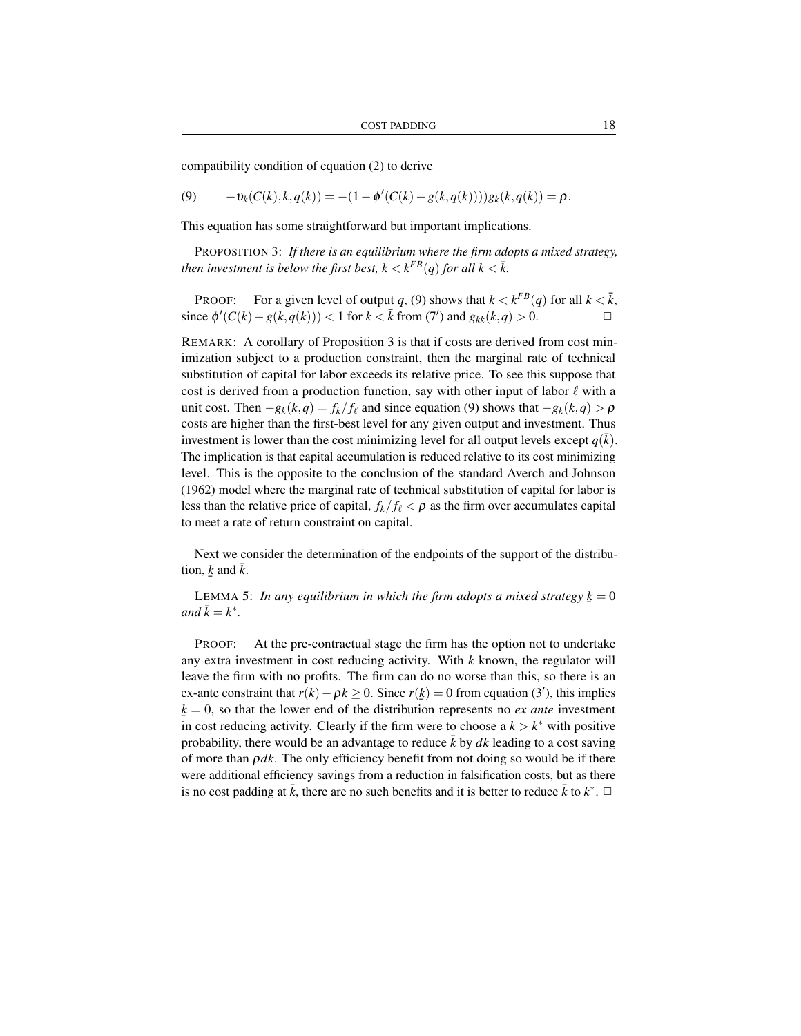compatibility condition of equation (2) to derive

$$(9) \qquad -\upsilon_k(C(k),k,q(k)) = -(1-\phi'(C(k)-g(k,q(k))))g_k(k,q(k)) = \rho.$$

This equation has some straightforward but important implications.

PROPOSITION 3: *If there is an equilibrium where the firm adopts a mixed strategy, then investment is below the first best, $k < k^{FB}(q)$ for all $k < \bar{k}$.*

PROOF: For a given level of output $q$, (9) shows that $k < k^{FB}(q)$ for all $k < \bar{k}$, since $\phi'(C(k)-g(k,q(k))) < 1$ for $k < \bar{k}$ from (7′) and $g_{kk}(k,q) > 0$. □

REMARK: A corollary of Proposition 3 is that if costs are derived from cost minimization subject to a production constraint, then the marginal rate of technical substitution of capital for labor exceeds its relative price. To see this suppose that cost is derived from a production function, say with other input of labor $\ell$ with a unit cost. Then $-g_k(k,q) = f_k/f_\ell$ and since equation (9) shows that $-g_k(k,q) > \rho$ costs are higher than the first-best level for any given output and investment. Thus investment is lower than the cost minimizing level for all output levels except $q(\bar{k})$. The implication is that capital accumulation is reduced relative to its cost minimizing level. This is the opposite to the conclusion of the standard Averch and Johnson (1962) model where the marginal rate of technical substitution of capital for labor is less than the relative price of capital, $f_k/f_\ell < \rho$ as the firm over accumulates capital to meet a rate of return constraint on capital.

Next we consider the determination of the endpoints of the support of the distribution, $\underline{k}$ and $\bar{k}$.

LEMMA 5: *In any equilibrium in which the firm adopts a mixed strategy $\underline{k} = 0$ and $\bar{k} = k^*$.*

PROOF: At the pre-contractual stage the firm has the option not to undertake any extra investment in cost reducing activity. With $k$ known, the regulator will leave the firm with no profits. The firm can do no worse than this, so there is an ex-ante constraint that $r(k) - \rho k \geq 0$. Since $r(\underline{k}) = 0$ from equation (3′), this implies $\underline{k} = 0$, so that the lower end of the distribution represents no *ex ante* investment in cost reducing activity. Clearly if the firm were to choose a $k > k^*$ with positive probability, there would be an advantage to reduce $\bar{k}$ by $dk$ leading to a cost saving of more than $\rho dk$. The only efficiency benefit from not doing so would be if there were additional efficiency savings from a reduction in falsification costs, but as there is no cost padding at $\bar{k}$, there are no such benefits and it is better to reduce $\bar{k}$ to $k^*$. □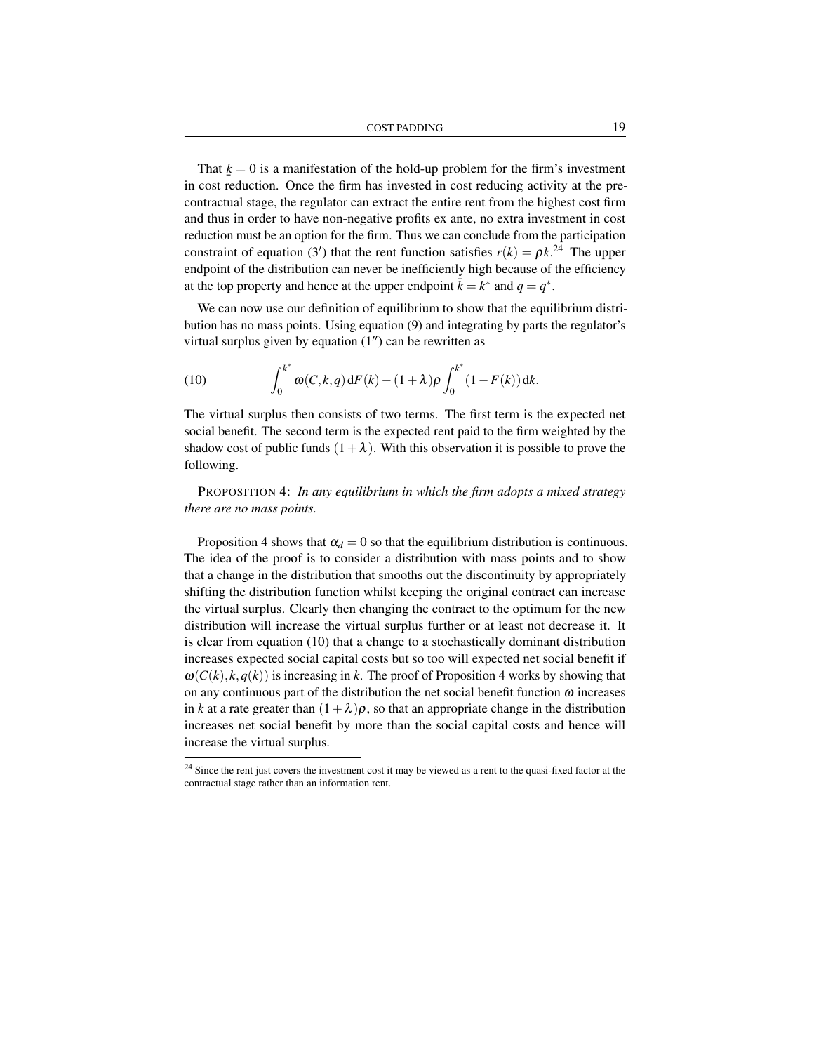That $\underline{k} = 0$ is a manifestation of the hold-up problem for the firm's investment in cost reduction. Once the firm has invested in cost reducing activity at the pre-contractual stage, the regulator can extract the entire rent from the highest cost firm and thus in order to have non-negative profits ex ante, no extra investment in cost reduction must be an option for the firm. Thus we can conclude from the participation constraint of equation (3′) that the rent function satisfies $r(k) = \rho k$.[24] The upper endpoint of the distribution can never be inefficiently high because of the efficiency at the top property and hence at the upper endpoint $\bar{k} = k^*$ and $q = q^*$.

We can now use our definition of equilibrium to show that the equilibrium distribution has no mass points. Using equation (9) and integrating by parts the regulator's virtual surplus given by equation (1″) can be rewritten as

$$\int_0^{k^*} \omega(C,k,q)\,\mathrm{d}F(k) - (1+\lambda)\rho \int_0^{k^*} (1-F(k))\,\mathrm{d}k. \tag{10}$$

The virtual surplus then consists of two terms. The first term is the expected net social benefit. The second term is the expected rent paid to the firm weighted by the shadow cost of public funds $(1+\lambda)$. With this observation it is possible to prove the following.

PROPOSITION 4: *In any equilibrium in which the firm adopts a mixed strategy there are no mass points.*

Proposition 4 shows that $\alpha_d = 0$ so that the equilibrium distribution is continuous. The idea of the proof is to consider a distribution with mass points and to show that a change in the distribution that smooths out the discontinuity by appropriately shifting the distribution function whilst keeping the original contract can increase the virtual surplus. Clearly then changing the contract to the optimum for the new distribution will increase the virtual surplus further or at least not decrease it. It is clear from equation (10) that a change to a stochastically dominant distribution increases expected social capital costs but so too will expected net social benefit if $\omega(C(k), k, q(k))$ is increasing in $k$. The proof of Proposition 4 works by showing that on any continuous part of the distribution the net social benefit function $\omega$ increases in $k$ at a rate greater than $(1+\lambda)\rho$, so that an appropriate change in the distribution increases net social benefit by more than the social capital costs and hence will increase the virtual surplus.

[24] Since the rent just covers the investment cost it may be viewed as a rent to the quasi-fixed factor at the contractual stage rather than an information rent.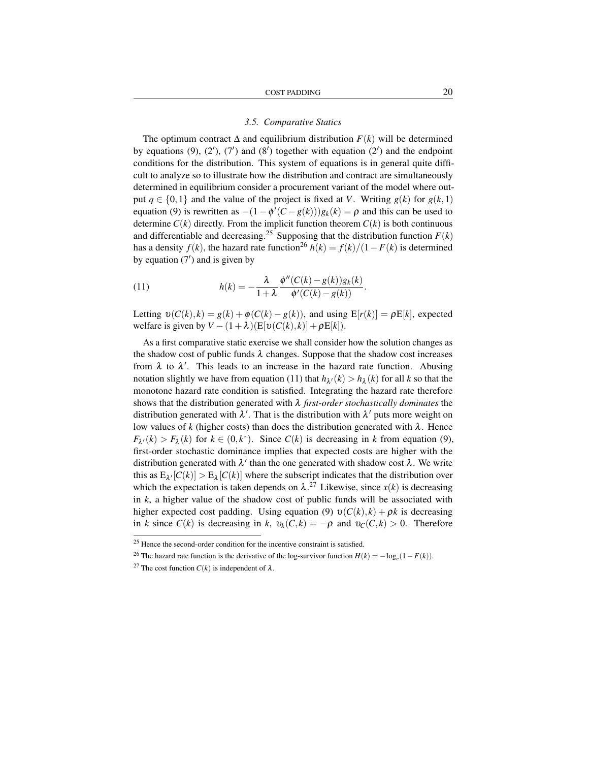### 3.5. Comparative Statics

The optimum contract $\Delta$ and equilibrium distribution $F(k)$ will be determined by equations (9), (2′), (7′) and (8′) together with equation (2′) and the endpoint conditions for the distribution. This system of equations is in general quite difficult to analyze so to illustrate how the distribution and contract are simultaneously determined in equilibrium consider a procurement variant of the model where output $q \in \{0,1\}$ and the value of the project is fixed at $V$. Writing $g(k)$ for $g(k,1)$ equation (9) is rewritten as $-(1-\phi'(C-g(k)))g_k(k) = \rho$ and this can be used to determine $C(k)$ directly. From the implicit function theorem $C(k)$ is both continuous and differentiable and decreasing.[25] Supposing that the distribution function $F(k)$ has a density $f(k)$, the hazard rate function[26] $h(k) = f(k)/(1-F(k)$ is determined by equation (7′) and is given by

$$h(k) = -\frac{\lambda}{1+\lambda}\frac{\phi''(C(k)-g(k))g_k(k)}{\phi'(C(k)-g(k))}. \tag{11}$$

Letting $\upsilon(C(k),k) = g(k) + \phi(C(k)-g(k))$, and using $\mathrm{E}[r(k)] = \rho\mathrm{E}[k]$, expected welfare is given by $V - (1+\lambda)(\mathrm{E}[\upsilon(C(k),k)] + \rho\mathrm{E}[k])$.

As a first comparative static exercise we shall consider how the solution changes as the shadow cost of public funds $\lambda$ changes. Suppose that the shadow cost increases from $\lambda$ to $\lambda'$. This leads to an increase in the hazard rate function. Abusing notation slightly we have from equation (11) that $h_{\lambda'}(k) > h_\lambda(k)$ for all $k$ so that the monotone hazard rate condition is satisfied. Integrating the hazard rate therefore shows that the distribution generated with $\lambda$ *first-order stochastically dominates* the distribution generated with $\lambda'$. That is the distribution with $\lambda'$ puts more weight on low values of $k$ (higher costs) than does the distribution generated with $\lambda$. Hence $F_{\lambda'}(k) > F_\lambda(k)$ for $k \in (0,k^*)$. Since $C(k)$ is decreasing in $k$ from equation (9), first-order stochastic dominance implies that expected costs are higher with the distribution generated with $\lambda'$ than the one generated with shadow cost $\lambda$. We write this as $\mathrm{E}_{\lambda'}[C(k)] > \mathrm{E}_\lambda[C(k)]$ where the subscript indicates that the distribution over which the expectation is taken depends on $\lambda$.[27] Likewise, since $x(k)$ is decreasing in $k$, a higher value of the shadow cost of public funds will be associated with higher expected cost padding. Using equation (9) $\upsilon(C(k),k) + \rho k$ is decreasing in $k$ since $C(k)$ is decreasing in $k$, $\upsilon_k(C,k) = -\rho$ and $\upsilon_C(C,k) > 0$. Therefore

---

[25] Hence the second-order condition for the incentive constraint is satisfied.

[26] The hazard rate function is the derivative of the log-survivor function $H(k) = -\log_e(1-F(k))$.

[27] The cost function $C(k)$ is independent of $\lambda$.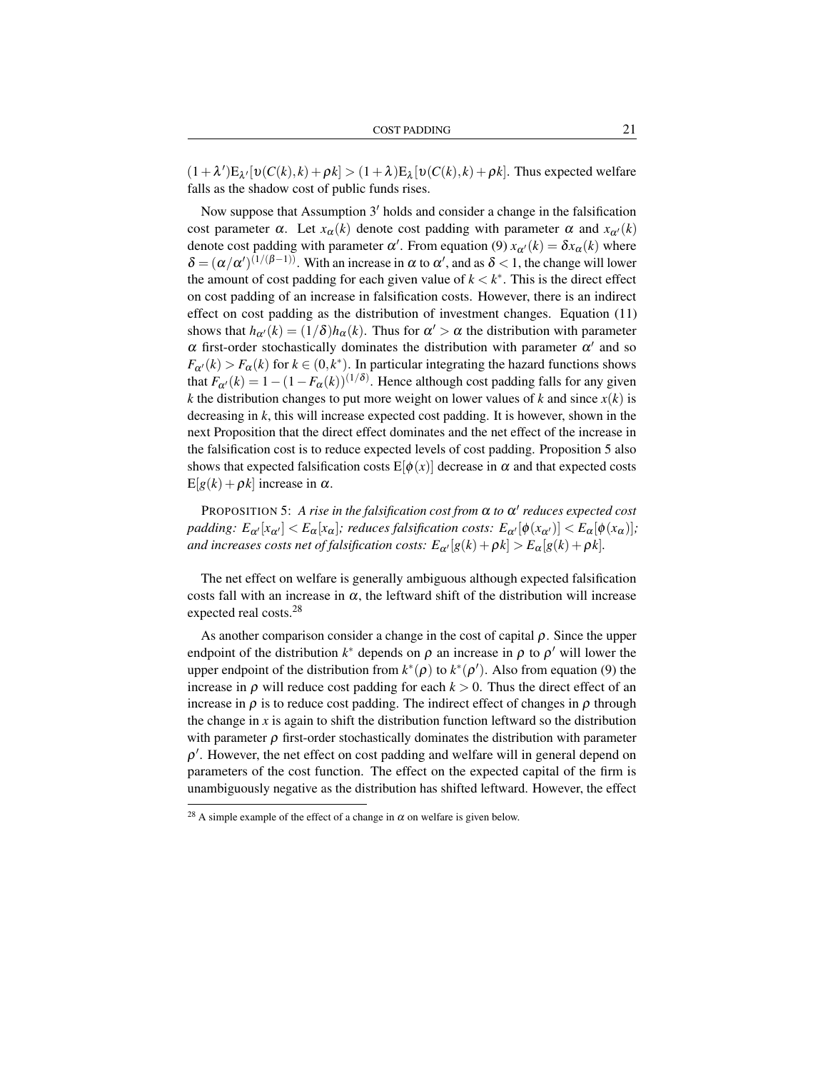$(1+\lambda')\mathrm{E}_{\lambda'}[\upsilon(C(k),k)+\rho k] > (1+\lambda)\mathrm{E}_{\lambda}[\upsilon(C(k),k)+\rho k]$. Thus expected welfare falls as the shadow cost of public funds rises.

Now suppose that Assumption 3$'$ holds and consider a change in the falsification cost parameter $\alpha$. Let $x_\alpha(k)$ denote cost padding with parameter $\alpha$ and $x_{\alpha'}(k)$ denote cost padding with parameter $\alpha'$. From equation (9) $x_{\alpha'}(k) = \delta x_\alpha(k)$ where $\delta = (\alpha/\alpha')^{(1/(\beta-1))}$. With an increase in $\alpha$ to $\alpha'$, and as $\delta < 1$, the change will lower the amount of cost padding for each given value of $k < k^*$. This is the direct effect on cost padding of an increase in falsification costs. However, there is an indirect effect on cost padding as the distribution of investment changes. Equation (11) shows that $h_{\alpha'}(k) = (1/\delta)h_\alpha(k)$. Thus for $\alpha' > \alpha$ the distribution with parameter $\alpha$ first-order stochastically dominates the distribution with parameter $\alpha'$ and so $F_{\alpha'}(k) > F_\alpha(k)$ for $k \in (0,k^*)$. In particular integrating the hazard functions shows that $F_{\alpha'}(k) = 1-(1-F_\alpha(k))^{(1/\delta)}$. Hence although cost padding falls for any given $k$ the distribution changes to put more weight on lower values of $k$ and since $x(k)$ is decreasing in $k$, this will increase expected cost padding. It is however, shown in the next Proposition that the direct effect dominates and the net effect of the increase in the falsification cost is to reduce expected levels of cost padding. Proposition 5 also shows that expected falsification costs $\mathrm{E}[\phi(x)]$ decrease in $\alpha$ and that expected costs $\mathrm{E}[g(k)+\rho k]$ increase in $\alpha$.

PROPOSITION 5: *A rise in the falsification cost from $\alpha$ to $\alpha'$ reduces expected cost padding: $E_{\alpha'}[x_{\alpha'}] < E_\alpha[x_\alpha]$; reduces falsification costs: $E_{\alpha'}[\phi(x_{\alpha'})] < E_\alpha[\phi(x_\alpha)]$; and increases costs net of falsification costs: $E_{\alpha'}[g(k)+\rho k] > E_\alpha[g(k)+\rho k]$.*

The net effect on welfare is generally ambiguous although expected falsification costs fall with an increase in $\alpha$, the leftward shift of the distribution will increase expected real costs.[28]

As another comparison consider a change in the cost of capital $\rho$. Since the upper endpoint of the distribution $k^*$ depends on $\rho$ an increase in $\rho$ to $\rho'$ will lower the upper endpoint of the distribution from $k^*(\rho)$ to $k^*(\rho')$. Also from equation (9) the increase in $\rho$ will reduce cost padding for each $k > 0$. Thus the direct effect of an increase in $\rho$ is to reduce cost padding. The indirect effect of changes in $\rho$ through the change in $x$ is again to shift the distribution function leftward so the distribution with parameter $\rho$ first-order stochastically dominates the distribution with parameter $\rho'$. However, the net effect on cost padding and welfare will in general depend on parameters of the cost function. The effect on the expected capital of the firm is unambiguously negative as the distribution has shifted leftward. However, the effect

[28] A simple example of the effect of a change in $\alpha$ on welfare is given below.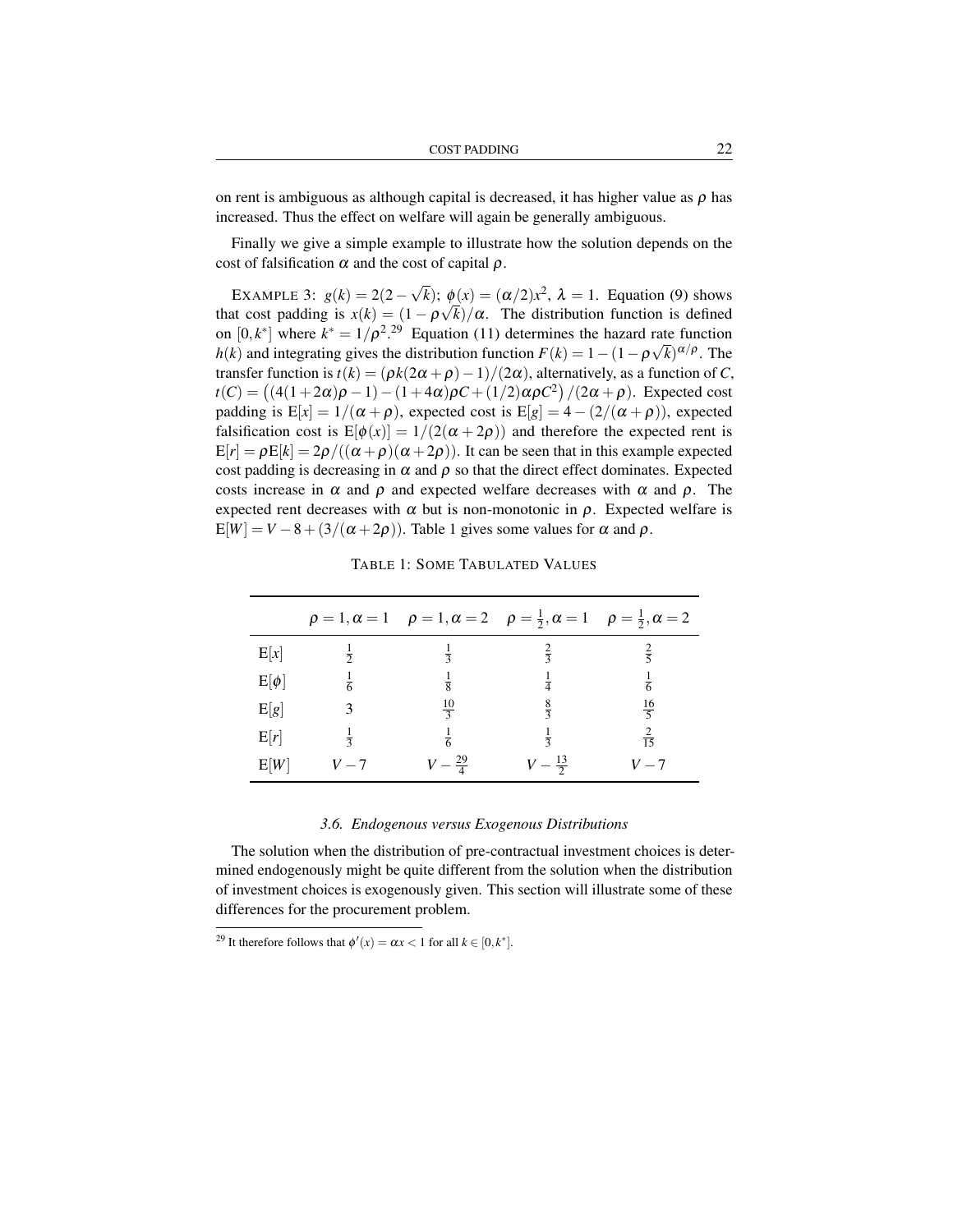on rent is ambiguous as although capital is decreased, it has higher value as $\rho$ has increased. Thus the effect on welfare will again be generally ambiguous.

Finally we give a simple example to illustrate how the solution depends on the cost of falsification $\alpha$ and the cost of capital $\rho$.

EXAMPLE 3: $g(k) = 2(2-\sqrt{k})$; $\phi(x) = (\alpha/2)x^2$, $\lambda = 1$. Equation (9) shows that cost padding is $x(k) = (1-\rho\sqrt{k})/\alpha$. The distribution function is defined on $[0,k^*]$ where $k^* = 1/\rho^2$.[29] Equation (11) determines the hazard rate function $h(k)$ and integrating gives the distribution function $F(k) = 1-(1-\rho\sqrt{k})^{\alpha/\rho}$. The transfer function is $t(k) = (\rho k(2\alpha+\rho)-1)/(2\alpha)$, alternatively, as a function of $C$, $t(C) = \left((4(1+2\alpha)\rho-1)-(1+4\alpha)\rho C+(1/2)\alpha\rho C^2\right)/(2\alpha+\rho)$. Expected cost padding is $\mathrm{E}[x] = 1/(\alpha+\rho)$, expected cost is $\mathrm{E}[g] = 4-(2/(\alpha+\rho))$, expected falsification cost is $\mathrm{E}[\phi(x)] = 1/(2(\alpha+2\rho))$ and therefore the expected rent is $\mathrm{E}[r] = \rho\mathrm{E}[k] = 2\rho/((\alpha+\rho)(\alpha+2\rho))$. It can be seen that in this example expected cost padding is decreasing in $\alpha$ and $\rho$ so that the direct effect dominates. Expected costs increase in $\alpha$ and $\rho$ and expected welfare decreases with $\alpha$ and $\rho$. The expected rent decreases with $\alpha$ but is non-monotonic in $\rho$. Expected welfare is $\mathrm{E}[W] = V-8+(3/(\alpha+2\rho))$. Table 1 gives some values for $\alpha$ and $\rho$.

TABLE 1: SOME TABULATED VALUES

| | $\rho=1,\alpha=1$ | $\rho=1,\alpha=2$ | $\rho=\frac{1}{2},\alpha=1$ | $\rho=\frac{1}{2},\alpha=2$ |
|---|---|---|---|---|
| $\mathrm{E}[x]$ | $\frac{1}{2}$ | $\frac{1}{3}$ | $\frac{2}{3}$ | $\frac{2}{5}$ |
| $\mathrm{E}[\phi]$ | $\frac{1}{6}$ | $\frac{1}{8}$ | $\frac{1}{4}$ | $\frac{1}{6}$ |
| $\mathrm{E}[g]$ | $3$ | $\frac{10}{3}$ | $\frac{8}{3}$ | $\frac{16}{5}$ |
| $\mathrm{E}[r]$ | $\frac{1}{3}$ | $\frac{1}{6}$ | $\frac{1}{3}$ | $\frac{2}{15}$ |
| $\mathrm{E}[W]$ | $V-7$ | $V-\frac{29}{4}$ | $V-\frac{13}{2}$ | $V-7$ |

### *3.6. Endogenous versus Exogenous Distributions*

The solution when the distribution of pre-contractual investment choices is determined endogenously might be quite different from the solution when the distribution of investment choices is exogenously given. This section will illustrate some of these differences for the procurement problem.

[29] It therefore follows that $\phi'(x) = \alpha x < 1$ for all $k \in [0,k^*]$.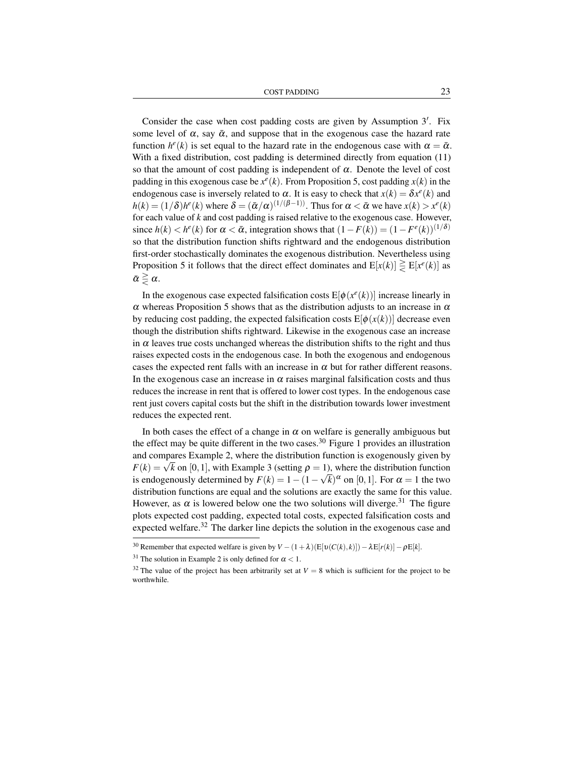Consider the case when cost padding costs are given by Assumption 3′. Fix some level of $\alpha$, say $\bar{\alpha}$, and suppose that in the exogenous case the hazard rate function $h^e(k)$ is set equal to the hazard rate in the endogenous case with $\alpha = \bar{\alpha}$. With a fixed distribution, cost padding is determined directly from equation (11) so that the amount of cost padding is independent of $\alpha$. Denote the level of cost padding in this exogenous case be $x^e(k)$. From Proposition 5, cost padding $x(k)$ in the endogenous case is inversely related to $\alpha$. It is easy to check that $x(k) = \delta x^e(k)$ and $h(k) = (1/\delta)h^e(k)$ where $\delta = (\bar{\alpha}/\alpha)^{(1/(\beta-1))}$. Thus for $\alpha < \bar{\alpha}$ we have $x(k) > x^e(k)$ for each value of $k$ and cost padding is raised relative to the exogenous case. However, since $h(k) < h^e(k)$ for $\alpha < \bar{\alpha}$, integration shows that $(1 - F(k)) = (1 - F^e(k))^{(1/\delta)}$ so that the distribution function shifts rightward and the endogenous distribution first-order stochastically dominates the exogenous distribution. Nevertheless using Proposition 5 it follows that the direct effect dominates and $\mathrm{E}[x(k)] \gtreqless \mathrm{E}[x^e(k)]$ as $\bar{\alpha} \gtreqless \alpha$.

In the exogenous case expected falsification costs $\mathrm{E}[\phi(x^e(k))]$ increase linearly in $\alpha$ whereas Proposition 5 shows that as the distribution adjusts to an increase in $\alpha$ by reducing cost padding, the expected falsification costs $\mathrm{E}[\phi(x(k))]$ decrease even though the distribution shifts rightward. Likewise in the exogenous case an increase in $\alpha$ leaves true costs unchanged whereas the distribution shifts to the right and thus raises expected costs in the endogenous case. In both the exogenous and endogenous cases the expected rent falls with an increase in $\alpha$ but for rather different reasons. In the exogenous case an increase in $\alpha$ raises marginal falsification costs and thus reduces the increase in rent that is offered to lower cost types. In the endogenous case rent just covers capital costs but the shift in the distribution towards lower investment reduces the expected rent.

In both cases the effect of a change in $\alpha$ on welfare is generally ambiguous but the effect may be quite different in the two cases.[30] Figure 1 provides an illustration and compares Example 2, where the distribution function is exogenously given by $F(k) = \sqrt{k}$ on $[0,1]$, with Example 3 (setting $\rho = 1$), where the distribution function is endogenously determined by $F(k) = 1 - (1 - \sqrt{k})^{\alpha}$ on $[0,1]$. For $\alpha = 1$ the two distribution functions are equal and the solutions are exactly the same for this value. However, as $\alpha$ is lowered below one the two solutions will diverge.[31] The figure plots expected cost padding, expected total costs, expected falsification costs and expected welfare.[32] The darker line depicts the solution in the exogenous case and

---

[30] Remember that expected welfare is given by $V - (1+\lambda)(\mathrm{E}[\upsilon(C(k),k)]) - \lambda \mathrm{E}[r(k)] - \rho \mathrm{E}[k]$.

[31] The solution in Example 2 is only defined for $\alpha < 1$.

[32] The value of the project has been arbitrarily set at $V = 8$ which is sufficient for the project to be worthwhile.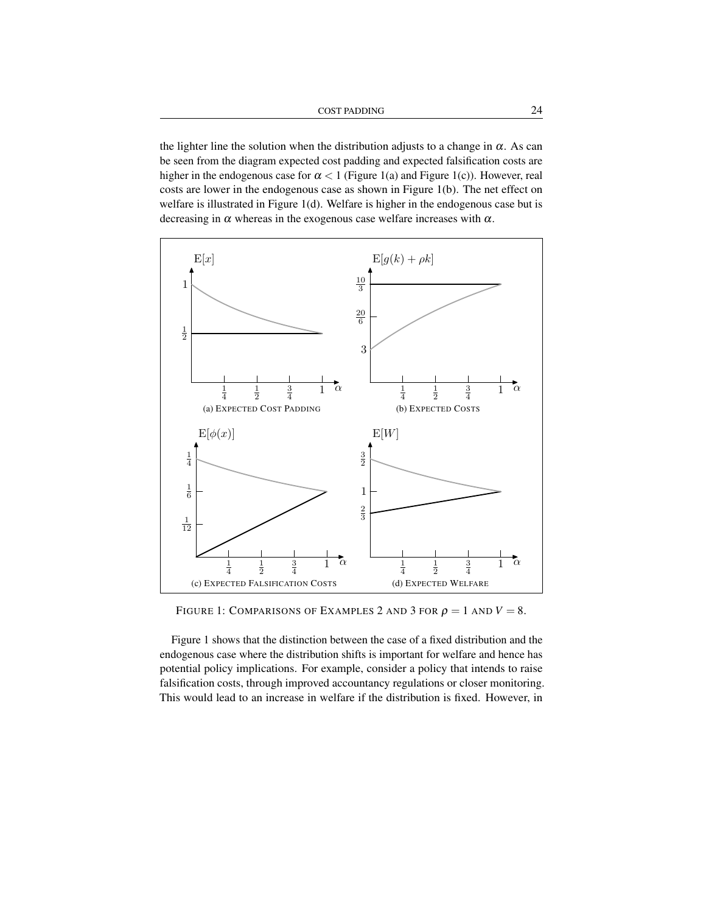the lighter line the solution when the distribution adjusts to a change in $\alpha$. As can be seen from the diagram expected cost padding and expected falsification costs are higher in the endogenous case for $\alpha < 1$ (Figure 1(a) and Figure 1(c)). However, real costs are lower in the endogenous case as shown in Figure 1(b). The net effect on welfare is illustrated in Figure 1(d). Welfare is higher in the endogenous case but is decreasing in $\alpha$ whereas in the exogenous case welfare increases with $\alpha$.

(a) EXPECTED COST PADDING

(b) EXPECTED COSTS

(c) EXPECTED FALSIFICATION COSTS

(d) EXPECTED WELFARE

FIGURE 1: COMPARISONS OF EXAMPLES 2 AND 3 FOR $\rho = 1$ AND $V = 8$.

Figure 1 shows that the distinction between the case of a fixed distribution and the endogenous case where the distribution shifts is important for welfare and hence has potential policy implications. For example, consider a policy that intends to raise falsification costs, through improved accountancy regulations or closer monitoring. This would lead to an increase in welfare if the distribution is fixed. However, in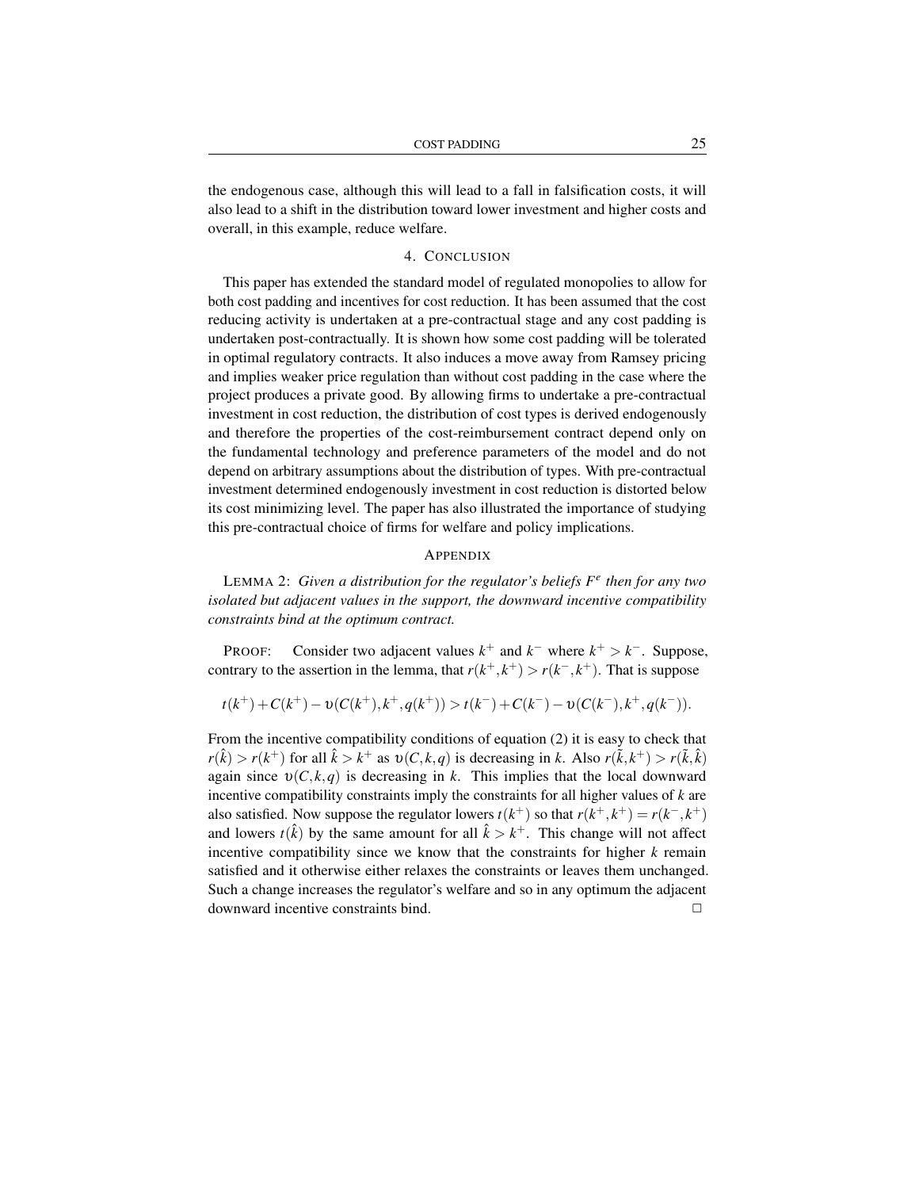the endogenous case, although this will lead to a fall in falsification costs, it will also lead to a shift in the distribution toward lower investment and higher costs and overall, in this example, reduce welfare.

## 4. CONCLUSION

This paper has extended the standard model of regulated monopolies to allow for both cost padding and incentives for cost reduction. It has been assumed that the cost reducing activity is undertaken at a pre-contractual stage and any cost padding is undertaken post-contractually. It is shown how some cost padding will be tolerated in optimal regulatory contracts. It also induces a move away from Ramsey pricing and implies weaker price regulation than without cost padding in the case where the project produces a private good. By allowing firms to undertake a pre-contractual investment in cost reduction, the distribution of cost types is derived endogenously and therefore the properties of the cost-reimbursement contract depend only on the fundamental technology and preference parameters of the model and do not depend on arbitrary assumptions about the distribution of types. With pre-contractual investment determined endogenously investment in cost reduction is distorted below its cost minimizing level. The paper has also illustrated the importance of studying this pre-contractual choice of firms for welfare and policy implications.

## APPENDIX

LEMMA 2: *Given a distribution for the regulator's beliefs $F^e$ then for any two isolated but adjacent values in the support, the downward incentive compatibility constraints bind at the optimum contract.*

PROOF: Consider two adjacent values $k^+$ and $k^-$ where $k^+ > k^-$. Suppose, contrary to the assertion in the lemma, that $r(k^+,k^+) > r(k^-,k^+)$. That is suppose

$$t(k^+) + C(k^+) - \upsilon(C(k^+),k^+,q(k^+)) > t(k^-) + C(k^-) - \upsilon(C(k^-),k^+,q(k^-)).$$

From the incentive compatibility conditions of equation (2) it is easy to check that $r(\hat{k}) > r(k^+)$ for all $\hat{k} > k^+$ as $\upsilon(C,k,q)$ is decreasing in $k$. Also $r(\tilde{k},k^+) > r(\tilde{k},\hat{k})$ again since $\upsilon(C,k,q)$ is decreasing in $k$. This implies that the local downward incentive compatibility constraints imply the constraints for all higher values of $k$ are also satisfied. Now suppose the regulator lowers $t(k^+)$ so that $r(k^+,k^+) = r(k^-,k^+)$ and lowers $t(\hat{k})$ by the same amount for all $\hat{k} > k^+$. This change will not affect incentive compatibility since we know that the constraints for higher $k$ remain satisfied and it otherwise either relaxes the constraints or leaves them unchanged. Such a change increases the regulator's welfare and so in any optimum the adjacent downward incentive constraints bind. □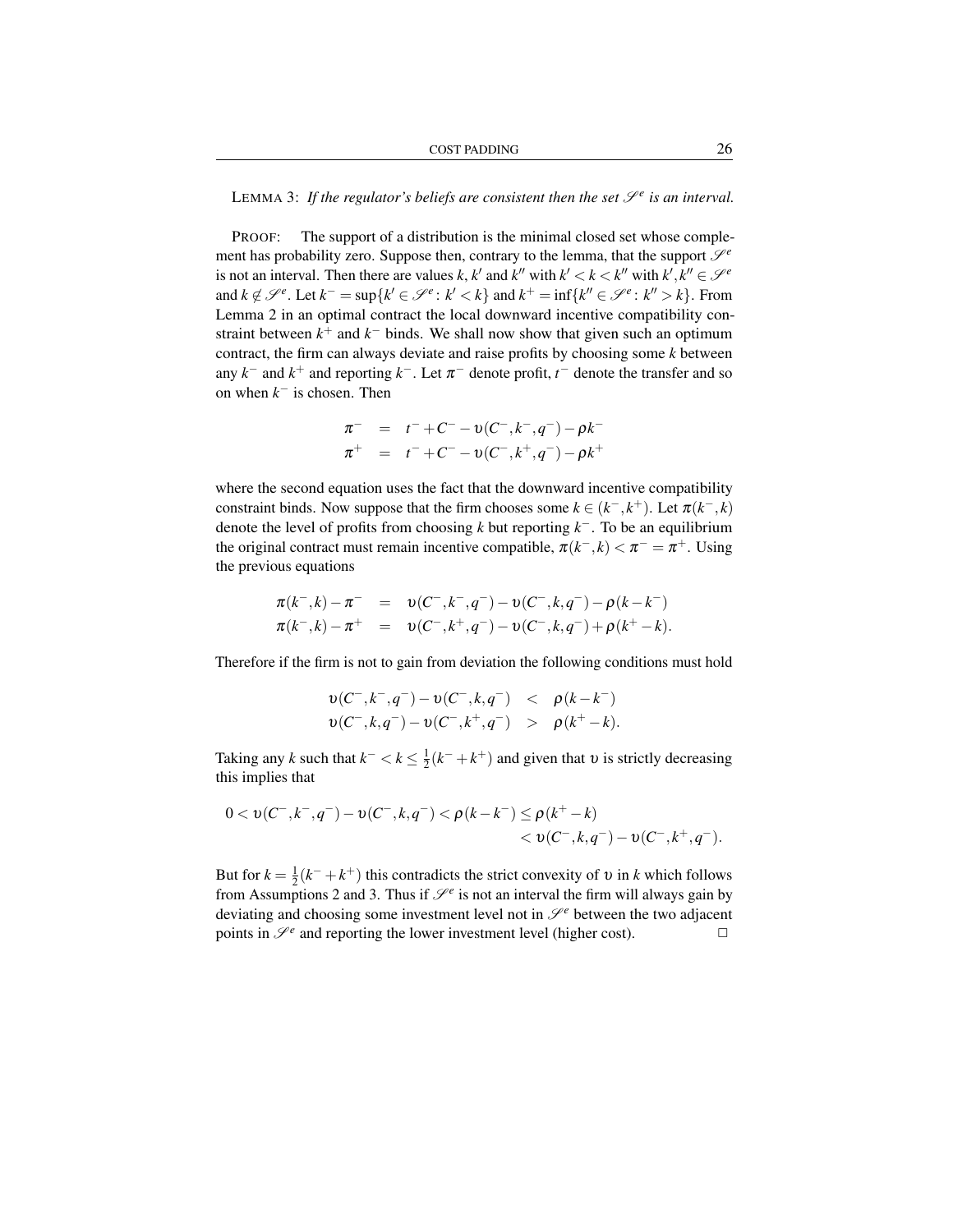LEMMA 3: *If the regulator's beliefs are consistent then the set $\mathscr{S}^e$ is an interval.*

PROOF: The support of a distribution is the minimal closed set whose complement has probability zero. Suppose then, contrary to the lemma, that the support $\mathscr{S}^e$ is not an interval. Then there are values $k$, $k'$ and $k''$ with $k' < k < k''$ with $k', k'' \in \mathscr{S}^e$ and $k \notin \mathscr{S}^e$. Let $k^- = \sup\{k' \in \mathscr{S}^e : k' < k\}$ and $k^+ = \inf\{k'' \in \mathscr{S}^e : k'' > k\}$. From Lemma 2 in an optimal contract the local downward incentive compatibility constraint between $k^+$ and $k^-$ binds. We shall now show that given such an optimum contract, the firm can always deviate and raise profits by choosing some $k$ between any $k^-$ and $k^+$ and reporting $k^-$. Let $\pi^-$ denote profit, $t^-$ denote the transfer and so on when $k^-$ is chosen. Then

$$
\begin{aligned}
\pi^- &= t^- + C^- - \upsilon(C^-, k^-, q^-) - \rho k^- \\
\pi^+ &= t^- + C^- - \upsilon(C^-, k^+, q^-) - \rho k^+
\end{aligned}
$$

where the second equation uses the fact that the downward incentive compatibility constraint binds. Now suppose that the firm chooses some $k \in (k^-, k^+)$. Let $\pi(k^-, k)$ denote the level of profits from choosing $k$ but reporting $k^-$. To be an equilibrium the original contract must remain incentive compatible, $\pi(k^-, k) < \pi^- = \pi^+$. Using the previous equations

$$
\begin{aligned}
\pi(k^-, k) - \pi^- &= \upsilon(C^-, k^-, q^-) - \upsilon(C^-, k, q^-) - \rho(k - k^-) \\
\pi(k^-, k) - \pi^+ &= \upsilon(C^-, k^+, q^-) - \upsilon(C^-, k, q^-) + \rho(k^+ - k).
\end{aligned}
$$

Therefore if the firm is not to gain from deviation the following conditions must hold

$$
\begin{aligned}
\upsilon(C^-, k^-, q^-) - \upsilon(C^-, k, q^-) &< \rho(k - k^-) \\
\upsilon(C^-, k, q^-) - \upsilon(C^-, k^+, q^-) &> \rho(k^+ - k).
\end{aligned}
$$

Taking any $k$ such that $k^- < k \leq \frac{1}{2}(k^- + k^+)$ and given that $\upsilon$ is strictly decreasing this implies that

$$
\begin{aligned}
0 < \upsilon(C^-, k^-, q^-) - \upsilon(C^-, k, q^-) < \rho(k - k^-) &\leq \rho(k^+ - k) \\
&< \upsilon(C^-, k, q^-) - \upsilon(C^-, k^+, q^-).
\end{aligned}
$$

But for $k = \frac{1}{2}(k^- + k^+)$ this contradicts the strict convexity of $\upsilon$ in $k$ which follows from Assumptions 2 and 3. Thus if $\mathscr{S}^e$ is not an interval the firm will always gain by deviating and choosing some investment level not in $\mathscr{S}^e$ between the two adjacent points in $\mathscr{S}^e$ and reporting the lower investment level (higher cost). □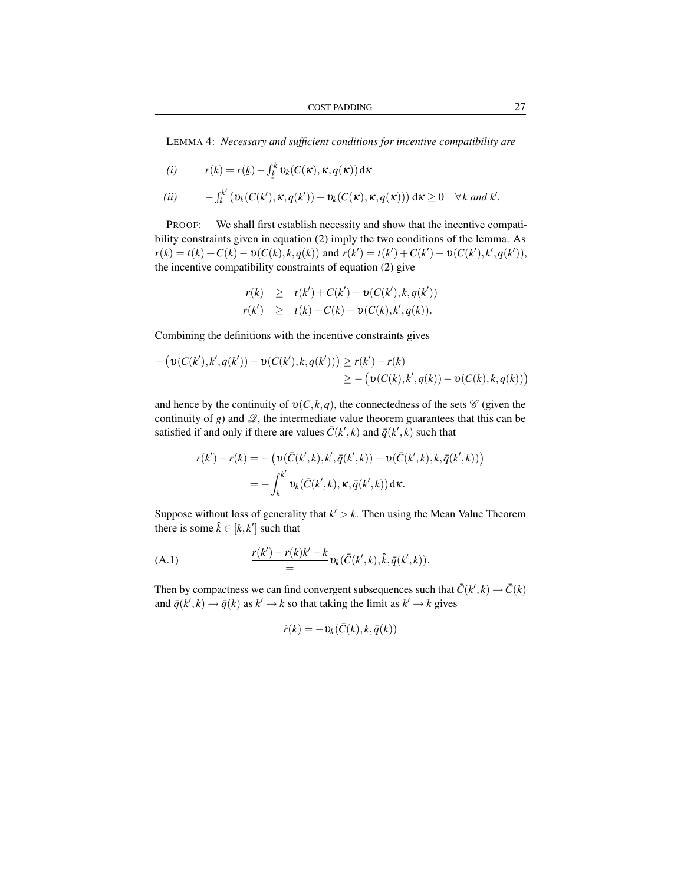LEMMA 4: *Necessary and sufficient conditions for incentive compatibility are*

*(i)* $\qquad r(k) = r(\underline{k}) - \int_{\underline{k}}^{k} \upsilon_k(C(\kappa), \kappa, q(\kappa))\, \mathrm{d}\kappa$

*(ii)* $\qquad -\int_{k}^{k'} \left(\upsilon_k(C(k'), \kappa, q(k')) - \upsilon_k(C(\kappa), \kappa, q(\kappa))\right) \mathrm{d}\kappa \geq 0 \quad \forall k \text{ and } k'.$

PROOF: We shall first establish necessity and show that the incentive compatibility constraints given in equation (2) imply the two conditions of the lemma. As $r(k) = t(k) + C(k) - \upsilon(C(k), k, q(k))$ and $r(k') = t(k') + C(k') - \upsilon(C(k'), k', q(k'))$, the incentive compatibility constraints of equation (2) give

$$
\begin{aligned}
r(k) &\geq t(k') + C(k') - \upsilon(C(k'), k, q(k')) \\
r(k') &\geq t(k) + C(k) - \upsilon(C(k), k', q(k)).
\end{aligned}
$$

Combining the definitions with the incentive constraints gives

$$
\begin{aligned}
-\big(\upsilon(C(k'), k', q(k')) - \upsilon(C(k'), k, q(k'))\big) \geq r(k') - r(k) \\
\geq -\big(\upsilon(C(k), k', q(k)) - \upsilon(C(k), k, q(k))\big)
\end{aligned}
$$

and hence by the continuity of $\upsilon(C, k, q)$, the connectedness of the sets $\mathscr{C}$ (given the continuity of $g$) and $\mathscr{Q}$, the intermediate value theorem guarantees that this can be satisfied if and only if there are values $\bar{C}(k', k)$ and $\bar{q}(k', k)$ such that

$$
\begin{aligned}
r(k') - r(k) &= -\big(\upsilon(\bar{C}(k', k), k', \bar{q}(k', k)) - \upsilon(\bar{C}(k', k), k, \bar{q}(k', k))\big) \\
&= -\int_{k}^{k'} \upsilon_k(\bar{C}(k', k), \kappa, \bar{q}(k', k))\, \mathrm{d}\kappa.
\end{aligned}
$$

Suppose without loss of generality that $k' > k$. Then using the Mean Value Theorem there is some $\hat{k} \in [k, k']$ such that

$$
\text{(A.1)} \qquad \frac{r(k') - r(k) k' - k}{=} \upsilon_k(\bar{C}(k', k), \hat{k}, \bar{q}(k', k)).
$$

Then by compactness we can find convergent subsequences such that $\bar{C}(k', k) \to \bar{C}(k)$ and $\bar{q}(k', k) \to \bar{q}(k)$ as $k' \to k$ so that taking the limit as $k' \to k$ gives

$$
\dot{r}(k) = -\upsilon_k(\bar{C}(k), k, \bar{q}(k))
$$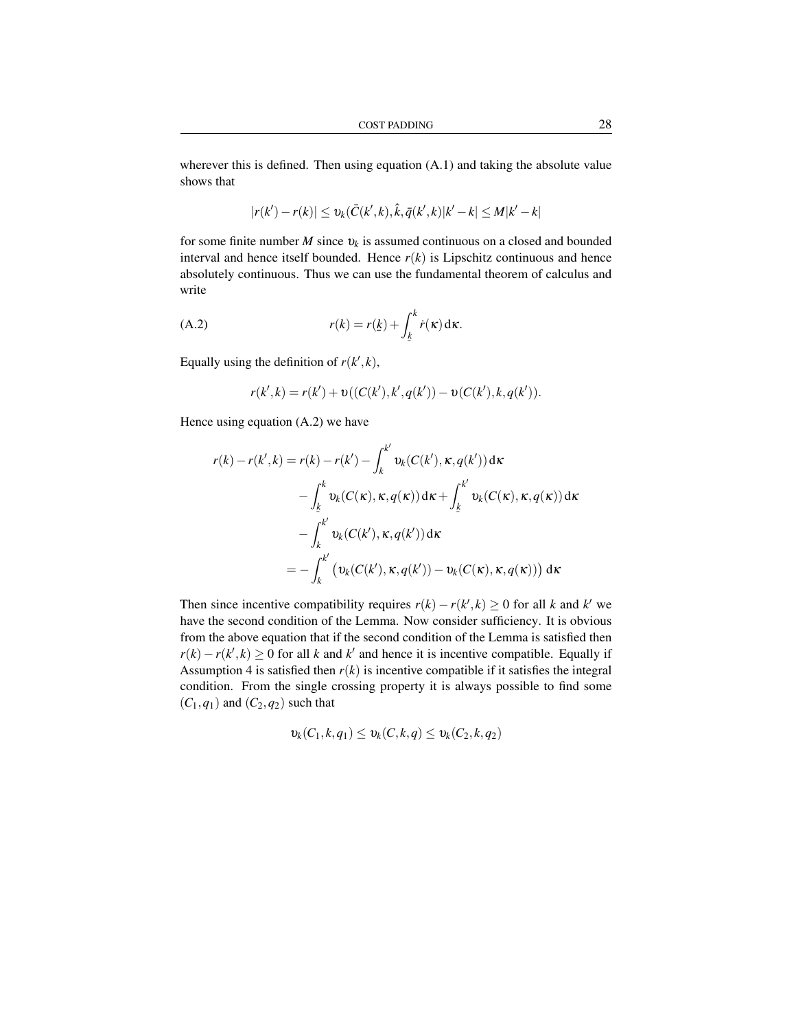wherever this is defined. Then using equation (A.1) and taking the absolute value shows that

$$|r(k') - r(k)| \leq \upsilon_k(\bar{C}(k',k), \hat{k}, \bar{q}(k',k)|k'-k| \leq M|k'-k|$$

for some finite number $M$ since $\upsilon_k$ is assumed continuous on a closed and bounded interval and hence itself bounded. Hence $r(k)$ is Lipschitz continuous and hence absolutely continuous. Thus we can use the fundamental theorem of calculus and write

$$r(k) = r(\underline{k}) + \int_{\underline{k}}^{k} \dot{r}(\kappa)\,\mathrm{d}\kappa. \tag{A.2}$$

Equally using the definition of $r(k',k)$,

$$r(k',k) = r(k') + \upsilon((C(k'),k',q(k')) - \upsilon(C(k'),k,q(k')).$$

Hence using equation (A.2) we have

$$\begin{aligned}
r(k) - r(k',k) &= r(k) - r(k') - \int_{k}^{k'} \upsilon_k(C(k'),\kappa,q(k'))\,\mathrm{d}\kappa \\
&\quad - \int_{\underline{k}}^{k} \upsilon_k(C(\kappa),\kappa,q(\kappa))\,\mathrm{d}\kappa + \int_{\underline{k}}^{k'} \upsilon_k(C(\kappa),\kappa,q(\kappa))\,\mathrm{d}\kappa \\
&\quad - \int_{k}^{k'} \upsilon_k(C(k'),\kappa,q(k'))\,\mathrm{d}\kappa \\
&= - \int_{k}^{k'} \big(\upsilon_k(C(k'),\kappa,q(k')) - \upsilon_k(C(\kappa),\kappa,q(\kappa))\big)\,\mathrm{d}\kappa
\end{aligned}$$

Then since incentive compatibility requires $r(k) - r(k',k) \geq 0$ for all $k$ and $k'$ we have the second condition of the Lemma. Now consider sufficiency. It is obvious from the above equation that if the second condition of the Lemma is satisfied then $r(k) - r(k',k) \geq 0$ for all $k$ and $k'$ and hence it is incentive compatible. Equally if Assumption 4 is satisfied then $r(k)$ is incentive compatible if it satisfies the integral condition. From the single crossing property it is always possible to find some $(C_1,q_1)$ and $(C_2,q_2)$ such that

$$\upsilon_k(C_1,k,q_1) \leq \upsilon_k(C,k,q) \leq \upsilon_k(C_2,k,q_2)$$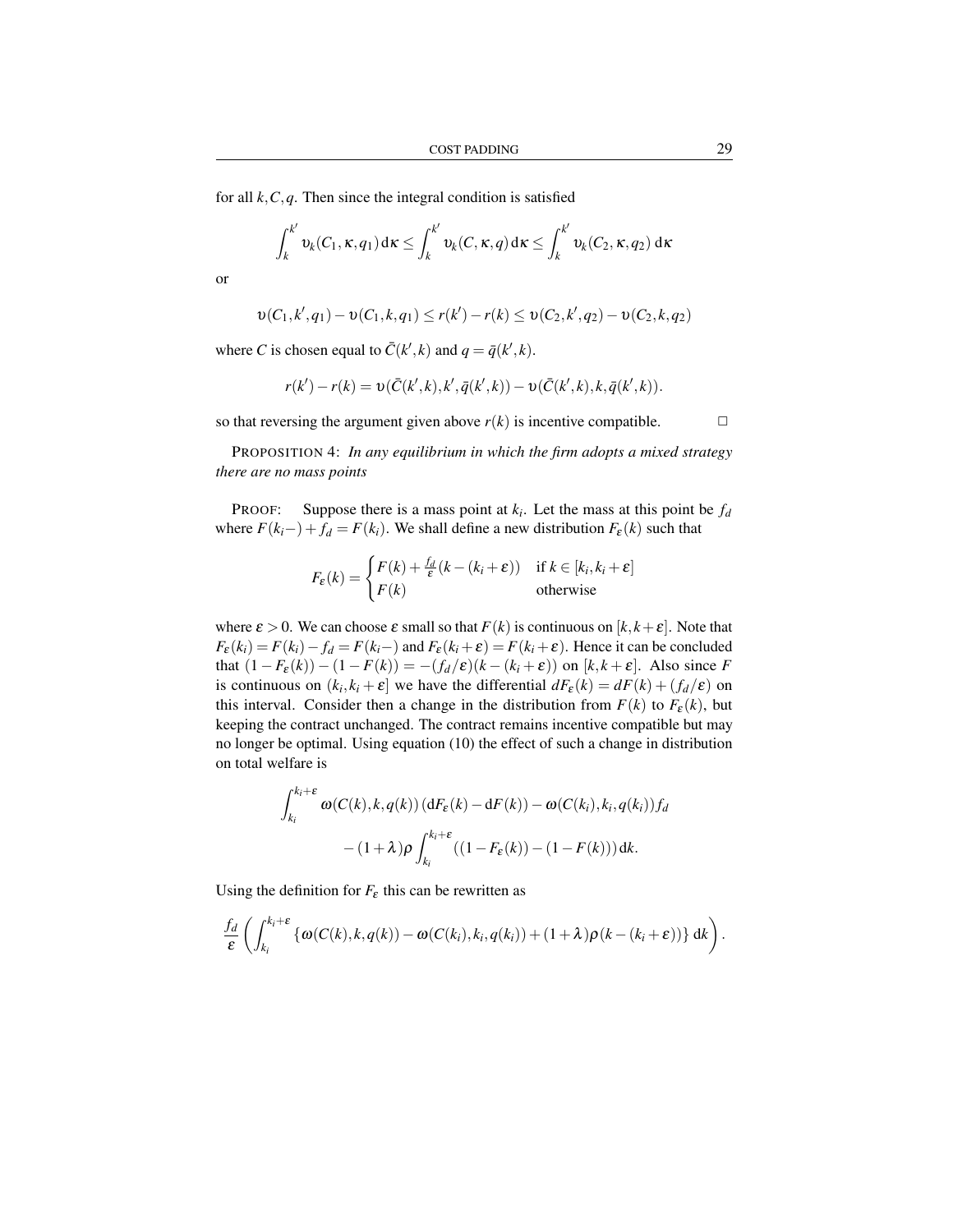for all $k, C, q$. Then since the integral condition is satisfied

$$\int_k^{k'} \upsilon_k(C_1, \kappa, q_1)\, \mathrm{d}\kappa \le \int_k^{k'} \upsilon_k(C, \kappa, q)\, \mathrm{d}\kappa \le \int_k^{k'} \upsilon_k(C_2, \kappa, q_2)\, \mathrm{d}\kappa$$

or

$$\upsilon(C_1, k', q_1) - \upsilon(C_1, k, q_1) \le r(k') - r(k) \le \upsilon(C_2, k', q_2) - \upsilon(C_2, k, q_2)$$

where $C$ is chosen equal to $\bar{C}(k', k)$ and $q = \bar{q}(k', k)$.

$$r(k') - r(k) = \upsilon(\bar{C}(k', k), k', \bar{q}(k', k)) - \upsilon(\bar{C}(k', k), k, \bar{q}(k', k)).$$

so that reversing the argument given above $r(k)$ is incentive compatible. □

PROPOSITION 4: *In any equilibrium in which the firm adopts a mixed strategy there are no mass points*

PROOF: Suppose there is a mass point at $k_i$. Let the mass at this point be $f_d$ where $F(k_i-) + f_d = F(k_i)$. We shall define a new distribution $F_\varepsilon(k)$ such that

$$F_\varepsilon(k) = \begin{cases} F(k) + \frac{f_d}{\varepsilon}(k - (k_i + \varepsilon)) & \text{if } k \in [k_i, k_i + \varepsilon] \\ F(k) & \text{otherwise} \end{cases}$$

where $\varepsilon > 0$. We can choose $\varepsilon$ small so that $F(k)$ is continuous on $[k, k+\varepsilon]$. Note that $F_\varepsilon(k_i) = F(k_i) - f_d = F(k_i-)$ and $F_\varepsilon(k_i + \varepsilon) = F(k_i + \varepsilon)$. Hence it can be concluded that $(1 - F_\varepsilon(k)) - (1 - F(k)) = -(f_d/\varepsilon)(k - (k_i + \varepsilon))$ on $[k, k+\varepsilon]$. Also since $F$ is continuous on $(k_i, k_i + \varepsilon]$ we have the differential $dF_\varepsilon(k) = dF(k) + (f_d/\varepsilon)$ on this interval. Consider then a change in the distribution from $F(k)$ to $F_\varepsilon(k)$, but keeping the contract unchanged. The contract remains incentive compatible but may no longer be optimal. Using equation (10) the effect of such a change in distribution on total welfare is

$$\int_{k_i}^{k_i+\varepsilon} \omega(C(k), k, q(k))\, (\mathrm{d}F_\varepsilon(k) - \mathrm{d}F(k)) - \omega(C(k_i), k_i, q(k_i)) f_d$$
$$- (1+\lambda)\rho \int_{k_i}^{k_i+\varepsilon} ((1 - F_\varepsilon(k)) - (1 - F(k)))\, \mathrm{d}k.$$

Using the definition for $F_\varepsilon$ this can be rewritten as

$$\frac{f_d}{\varepsilon}\left( \int_{k_i}^{k_i+\varepsilon} \{\omega(C(k), k, q(k)) - \omega(C(k_i), k_i, q(k_i)) + (1+\lambda)\rho(k - (k_i + \varepsilon))\}\, \mathrm{d}k \right).$$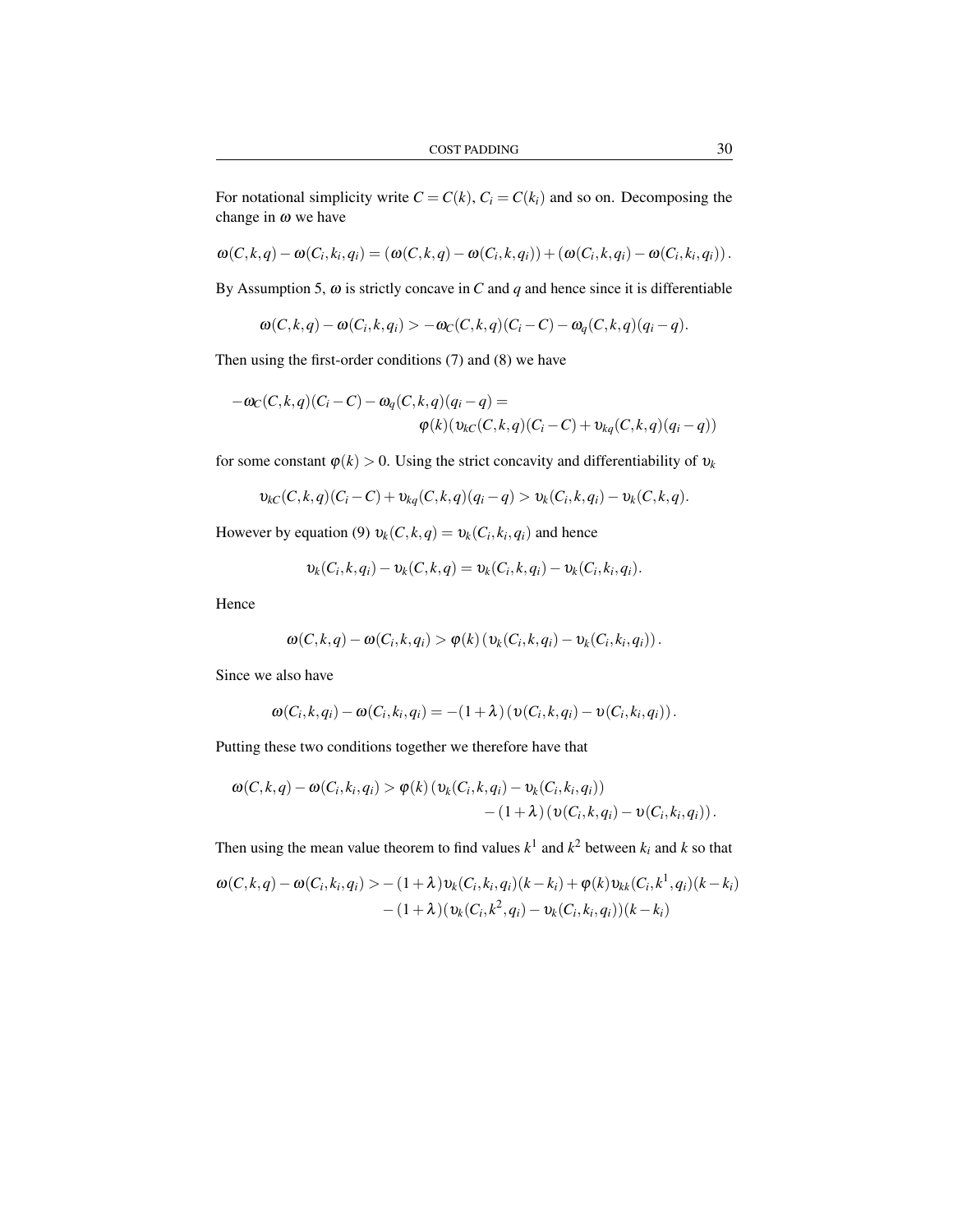For notational simplicity write $C = C(k)$, $C_i = C(k_i)$ and so on. Decomposing the change in $\omega$ we have

$$\omega(C,k,q) - \omega(C_i,k_i,q_i) = (\omega(C,k,q) - \omega(C_i,k,q_i)) + (\omega(C_i,k,q_i) - \omega(C_i,k_i,q_i)).$$

By Assumption 5, $\omega$ is strictly concave in $C$ and $q$ and hence since it is differentiable

$$\omega(C,k,q) - \omega(C_i,k,q_i) > -\omega_C(C,k,q)(C_i - C) - \omega_q(C,k,q)(q_i - q).$$

Then using the first-order conditions (7) and (8) we have

$$-\omega_C(C,k,q)(C_i - C) - \omega_q(C,k,q)(q_i - q) = \varphi(k)(\upsilon_{kC}(C,k,q)(C_i - C) + \upsilon_{kq}(C,k,q)(q_i - q))$$

for some constant $\varphi(k) > 0$. Using the strict concavity and differentiability of $\upsilon_k$

$$\upsilon_{kC}(C,k,q)(C_i - C) + \upsilon_{kq}(C,k,q)(q_i - q) > \upsilon_k(C_i,k,q_i) - \upsilon_k(C,k,q).$$

However by equation (9) $\upsilon_k(C,k,q) = \upsilon_k(C_i,k_i,q_i)$ and hence

$$\upsilon_k(C_i,k,q_i) - \upsilon_k(C,k,q) = \upsilon_k(C_i,k,q_i) - \upsilon_k(C_i,k_i,q_i).$$

Hence

$$\omega(C,k,q) - \omega(C_i,k,q_i) > \varphi(k)(\upsilon_k(C_i,k,q_i) - \upsilon_k(C_i,k_i,q_i)).$$

Since we also have

$$\omega(C_i,k,q_i) - \omega(C_i,k_i,q_i) = -(1+\lambda)(\upsilon(C_i,k,q_i) - \upsilon(C_i,k_i,q_i)).$$

Putting these two conditions together we therefore have that

$$\omega(C,k,q) - \omega(C_i,k_i,q_i) > \varphi(k)(\upsilon_k(C_i,k,q_i) - \upsilon_k(C_i,k_i,q_i)) - (1+\lambda)(\upsilon(C_i,k,q_i) - \upsilon(C_i,k_i,q_i)).$$

Then using the mean value theorem to find values $k^1$ and $k^2$ between $k_i$ and $k$ so that

$$\omega(C,k,q) - \omega(C_i,k_i,q_i) > -(1+\lambda)\upsilon_k(C_i,k_i,q_i)(k-k_i) + \varphi(k)\upsilon_{kk}(C_i,k^1,q_i)(k-k_i) - (1+\lambda)(\upsilon_k(C_i,k^2,q_i) - \upsilon_k(C_i,k_i,q_i))(k-k_i)$$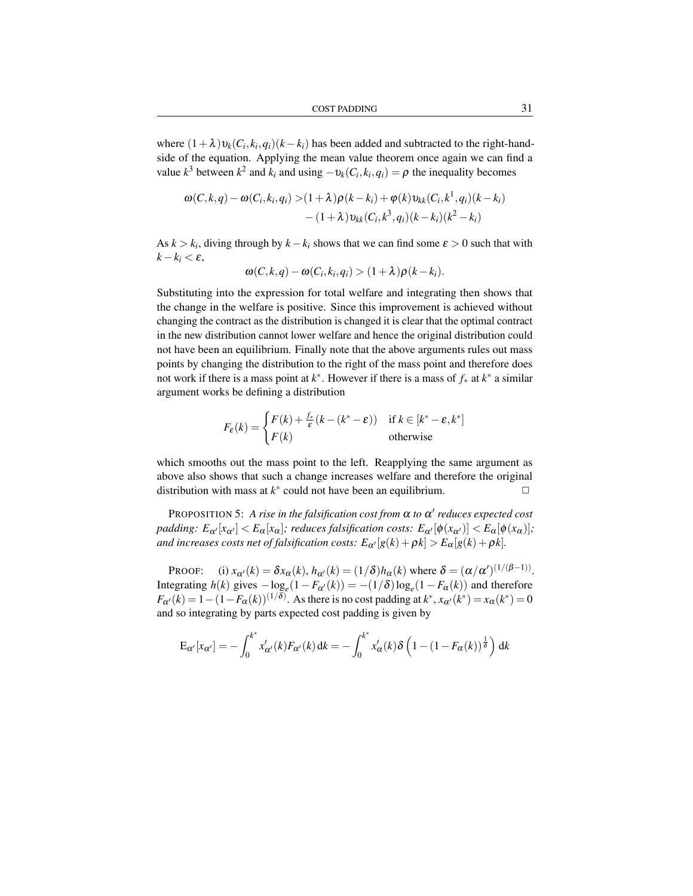where $(1+\lambda)\upsilon_k(C_i,k_i,q_i)(k-k_i)$ has been added and subtracted to the right-hand-side of the equation. Applying the mean value theorem once again we can find a value $k^3$ between $k^2$ and $k_i$ and using $-\upsilon_k(C_i,k_i,q_i)=\rho$ the inequality becomes

$$\begin{aligned}\omega(C,k,q)-\omega(C_i,k_i,q_i) >&(1+\lambda)\rho(k-k_i)+\varphi(k)\upsilon_{kk}(C_i,k^1,q_i)(k-k_i)\\ &-(1+\lambda)\upsilon_{kk}(C_i,k^3,q_i)(k-k_i)(k^2-k_i)\end{aligned}$$

As $k>k_i$, diving through by $k-k_i$ shows that we can find some $\varepsilon>0$ such that with $k-k_i<\varepsilon$,

$$\omega(C,k,q)-\omega(C_i,k_i,q_i)>(1+\lambda)\rho(k-k_i).$$

Substituting into the expression for total welfare and integrating then shows that the change in the welfare is positive. Since this improvement is achieved without changing the contract as the distribution is changed it is clear that the optimal contract in the new distribution cannot lower welfare and hence the original distribution could not have been an equilibrium. Finally note that the above arguments rules out mass points by changing the distribution to the right of the mass point and therefore does not work if there is a mass point at $k^*$. However if there is a mass of $f_*$ at $k^*$ a similar argument works be defining a distribution

$$F_\varepsilon(k)=\begin{cases}F(k)+\frac{f_*}{\varepsilon}(k-(k^*-\varepsilon)) & \text{if } k\in[k^*-\varepsilon,k^*]\\ F(k) & \text{otherwise}\end{cases}$$

which smooths out the mass point to the left. Reapplying the same argument as above also shows that such a change increases welfare and therefore the original distribution with mass at $k^*$ could not have been an equilibrium. □

PROPOSITION 5: *A rise in the falsification cost from $\alpha$ to $\alpha'$ reduces expected cost padding: $E_{\alpha'}[x_{\alpha'}]<E_\alpha[x_\alpha]$; reduces falsification costs: $E_{\alpha'}[\phi(x_{\alpha'})]<E_\alpha[\phi(x_\alpha)]$; and increases costs net of falsification costs: $E_{\alpha'}[g(k)+\rho k]>E_\alpha[g(k)+\rho k]$.*

PROOF: (i) $x_{\alpha'}(k)=\delta x_\alpha(k)$, $h_{\alpha'}(k)=(1/\delta)h_\alpha(k)$ where $\delta=(\alpha/\alpha')^{(1/(\beta-1))}$. Integrating $h(k)$ gives $-\log_e(1-F_{\alpha'}(k))=-(1/\delta)\log_e(1-F_\alpha(k))$ and therefore $F_{\alpha'}(k)=1-(1-F_\alpha(k))^{(1/\delta)}$. As there is no cost padding at $k^*$, $x_{\alpha'}(k^*)=x_\alpha(k^*)=0$ and so integrating by parts expected cost padding is given by

$$\mathrm{E}_{\alpha'}[x_{\alpha'}]=-\int_0^{k^*}x'_{\alpha'}(k)F_{\alpha'}(k)\,\mathrm{d}k=-\int_0^{k^*}x'_\alpha(k)\delta\left(1-(1-F_\alpha(k))^{\frac{1}{\delta}}\right)\mathrm{d}k$$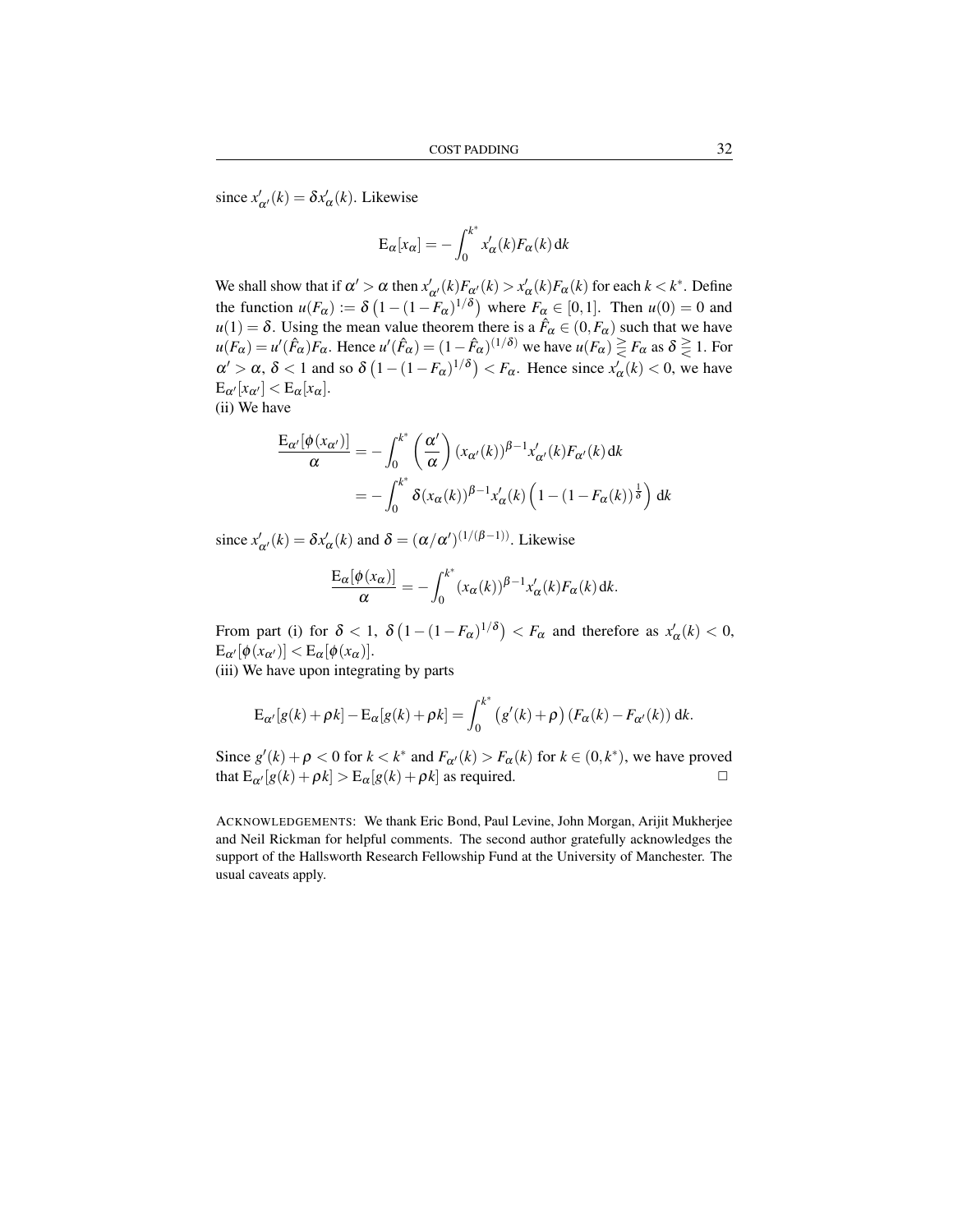since $x'_{\alpha'}(k) = \delta x'_{\alpha}(k)$. Likewise

$$\mathrm{E}_{\alpha}[x_{\alpha}] = -\int_0^{k^*} x'_{\alpha}(k) F_{\alpha}(k)\,\mathrm{d}k$$

We shall show that if $\alpha' > \alpha$ then $x'_{\alpha'}(k)F_{\alpha'}(k) > x'_{\alpha}(k)F_{\alpha}(k)$ for each $k < k^*$. Define the function $u(F_\alpha) := \delta\left(1-(1-F_\alpha)^{1/\delta}\right)$ where $F_\alpha \in [0,1]$. Then $u(0) = 0$ and $u(1) = \delta$. Using the mean value theorem there is a $\hat{F}_\alpha \in (0, F_\alpha)$ such that we have $u(F_\alpha) = u'(\hat{F}_\alpha)F_\alpha$. Hence $u'(\hat{F}_\alpha) = (1-\hat{F}_\alpha)^{(1/\delta)}$ we have $u(F_\alpha) \gtreqless F_\alpha$ as $\delta \gtreqless 1$. For $\alpha' > \alpha$, $\delta < 1$ and so $\delta\left(1-(1-F_\alpha)^{1/\delta}\right) < F_\alpha$. Hence since $x'_\alpha(k) < 0$, we have $\mathrm{E}_{\alpha'}[x_{\alpha'}] < \mathrm{E}_{\alpha}[x_{\alpha}]$.

(ii) We have

$$\begin{aligned}
\frac{\mathrm{E}_{\alpha'}[\phi(x_{\alpha'})]}{\alpha} &= -\int_0^{k^*} \left(\frac{\alpha'}{\alpha}\right)(x_{\alpha'}(k))^{\beta-1} x'_{\alpha'}(k) F_{\alpha'}(k)\,\mathrm{d}k \\
&= -\int_0^{k^*} \delta (x_{\alpha}(k))^{\beta-1} x'_{\alpha}(k)\left(1-(1-F_\alpha(k))^{\frac{1}{\delta}}\right)\mathrm{d}k
\end{aligned}$$

since $x'_{\alpha'}(k) = \delta x'_{\alpha}(k)$ and $\delta = (\alpha/\alpha')^{(1/(\beta-1))}$. Likewise

$$\frac{\mathrm{E}_{\alpha}[\phi(x_{\alpha})]}{\alpha} = -\int_0^{k^*} (x_{\alpha}(k))^{\beta-1} x'_{\alpha}(k) F_{\alpha}(k)\,\mathrm{d}k.$$

From part (i) for $\delta < 1$, $\delta\left(1-(1-F_\alpha)^{1/\delta}\right) < F_\alpha$ and therefore as $x'_\alpha(k) < 0$, $\mathrm{E}_{\alpha'}[\phi(x_{\alpha'})] < \mathrm{E}_{\alpha}[\phi(x_{\alpha})]$.

(iii) We have upon integrating by parts

$$\mathrm{E}_{\alpha'}[g(k)+\rho k] - \mathrm{E}_{\alpha}[g(k)+\rho k] = \int_0^{k^*} \left(g'(k)+\rho\right)\left(F_\alpha(k) - F_{\alpha'}(k)\right)\mathrm{d}k.$$

Since $g'(k)+\rho < 0$ for $k < k^*$ and $F_{\alpha'}(k) > F_\alpha(k)$ for $k \in (0, k^*)$, we have proved that $\mathrm{E}_{\alpha'}[g(k)+\rho k] > \mathrm{E}_{\alpha}[g(k)+\rho k]$ as required. □

ACKNOWLEDGEMENTS: We thank Eric Bond, Paul Levine, John Morgan, Arijit Mukherjee and Neil Rickman for helpful comments. The second author gratefully acknowledges the support of the Hallsworth Research Fellowship Fund at the University of Manchester. The usual caveats apply.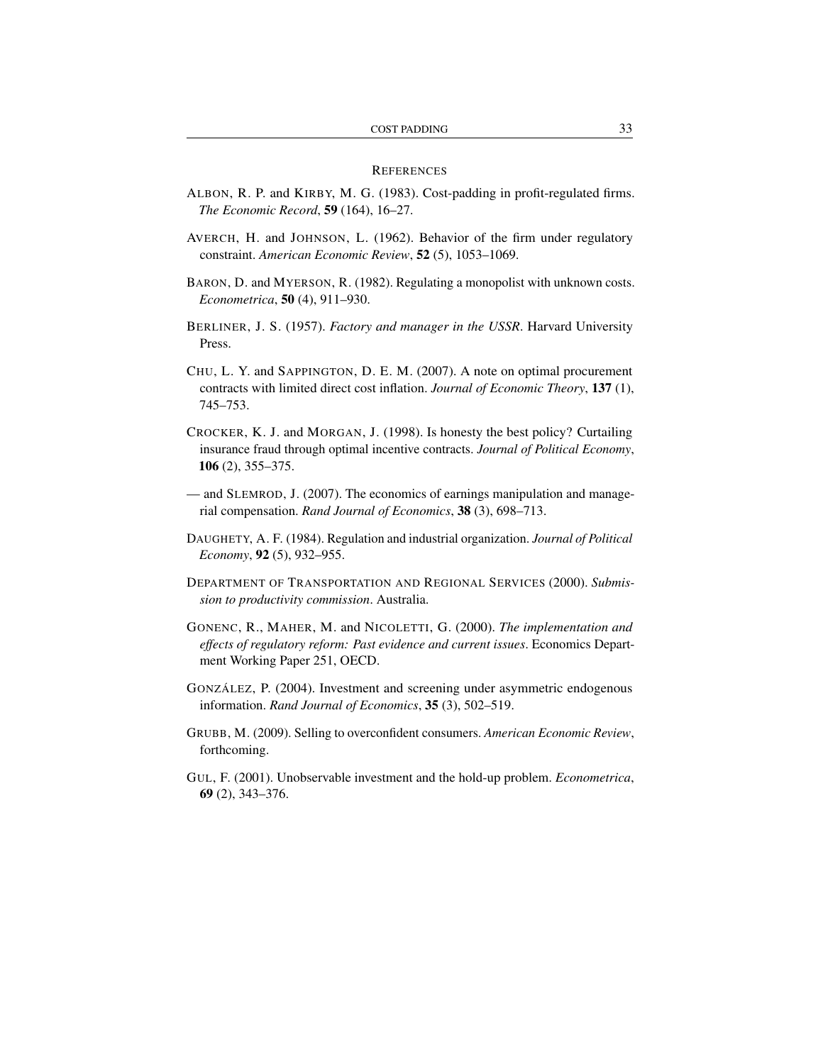## References

ALBON, R. P. and KIRBY, M. G. (1983). Cost-padding in profit-regulated firms. *The Economic Record*, **59** (164), 16–27.

AVERCH, H. and JOHNSON, L. (1962). Behavior of the firm under regulatory constraint. *American Economic Review*, **52** (5), 1053–1069.

BARON, D. and MYERSON, R. (1982). Regulating a monopolist with unknown costs. *Econometrica*, **50** (4), 911–930.

BERLINER, J. S. (1957). *Factory and manager in the USSR*. Harvard University Press.

CHU, L. Y. and SAPPINGTON, D. E. M. (2007). A note on optimal procurement contracts with limited direct cost inflation. *Journal of Economic Theory*, **137** (1), 745–753.

CROCKER, K. J. and MORGAN, J. (1998). Is honesty the best policy? Curtailing insurance fraud through optimal incentive contracts. *Journal of Political Economy*, **106** (2), 355–375.

— and SLEMROD, J. (2007). The economics of earnings manipulation and managerial compensation. *Rand Journal of Economics*, **38** (3), 698–713.

DAUGHETY, A. F. (1984). Regulation and industrial organization. *Journal of Political Economy*, **92** (5), 932–955.

DEPARTMENT OF TRANSPORTATION AND REGIONAL SERVICES (2000). *Submission to productivity commission*. Australia.

GONENC, R., MAHER, M. and NICOLETTI, G. (2000). *The implementation and effects of regulatory reform: Past evidence and current issues*. Economics Department Working Paper 251, OECD.

GONZÁLEZ, P. (2004). Investment and screening under asymmetric endogenous information. *Rand Journal of Economics*, **35** (3), 502–519.

GRUBB, M. (2009). Selling to overconfident consumers. *American Economic Review*, forthcoming.

GUL, F. (2001). Unobservable investment and the hold-up problem. *Econometrica*, **69** (2), 343–376.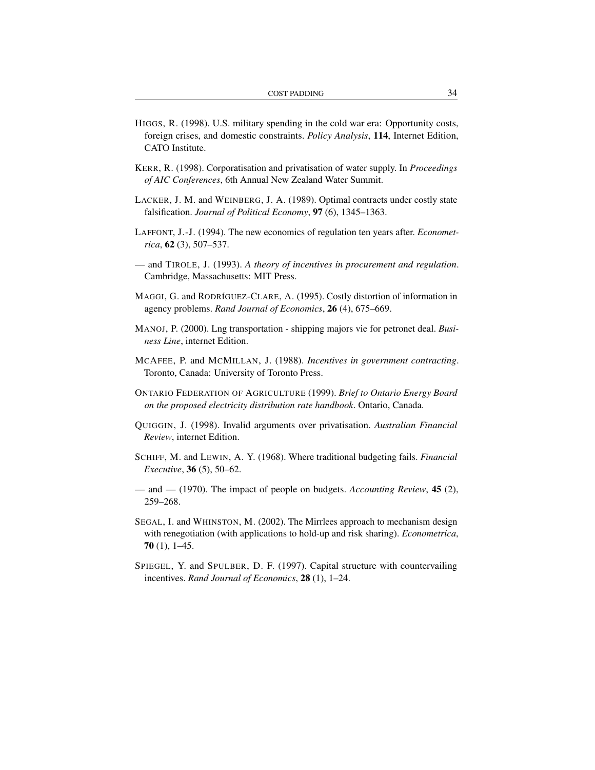HIGGS, R. (1998). U.S. military spending in the cold war era: Opportunity costs, foreign crises, and domestic constraints. *Policy Analysis*, **114**, Internet Edition, CATO Institute.

KERR, R. (1998). Corporatisation and privatisation of water supply. In *Proceedings of AIC Conferences*, 6th Annual New Zealand Water Summit.

LACKER, J. M. and WEINBERG, J. A. (1989). Optimal contracts under costly state falsification. *Journal of Political Economy*, **97** (6), 1345–1363.

LAFFONT, J.-J. (1994). The new economics of regulation ten years after. *Econometrica*, **62** (3), 507–537.

— and TIROLE, J. (1993). *A theory of incentives in procurement and regulation*. Cambridge, Massachusetts: MIT Press.

MAGGI, G. and RODRÍGUEZ-CLARE, A. (1995). Costly distortion of information in agency problems. *Rand Journal of Economics*, **26** (4), 675–669.

MANOJ, P. (2000). Lng transportation - shipping majors vie for petronet deal. *Business Line*, internet Edition.

MCAFEE, P. and MCMILLAN, J. (1988). *Incentives in government contracting*. Toronto, Canada: University of Toronto Press.

ONTARIO FEDERATION OF AGRICULTURE (1999). *Brief to Ontario Energy Board on the proposed electricity distribution rate handbook*. Ontario, Canada.

QUIGGIN, J. (1998). Invalid arguments over privatisation. *Australian Financial Review*, internet Edition.

SCHIFF, M. and LEWIN, A. Y. (1968). Where traditional budgeting fails. *Financial Executive*, **36** (5), 50–62.

— and — (1970). The impact of people on budgets. *Accounting Review*, **45** (2), 259–268.

SEGAL, I. and WHINSTON, M. (2002). The Mirrlees approach to mechanism design with renegotiation (with applications to hold-up and risk sharing). *Econometrica*, **70** (1), 1–45.

SPIEGEL, Y. and SPULBER, D. F. (1997). Capital structure with countervailing incentives. *Rand Journal of Economics*, **28** (1), 1–24.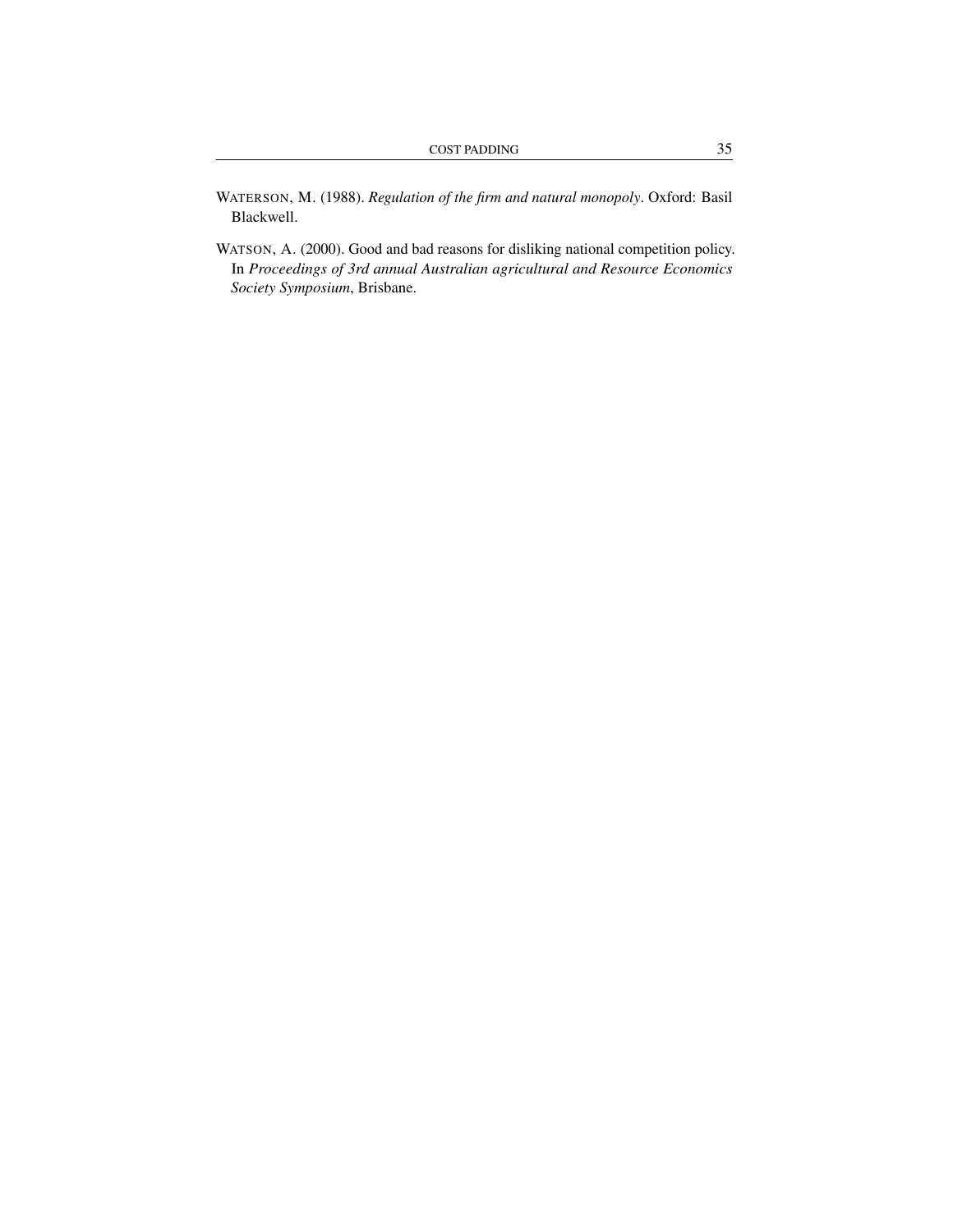WATERSON, M. (1988). *Regulation of the firm and natural monopoly*. Oxford: Basil Blackwell.

WATSON, A. (2000). Good and bad reasons for disliking national competition policy. In *Proceedings of 3rd annual Australian agricultural and Resource Economics Society Symposium*, Brisbane.